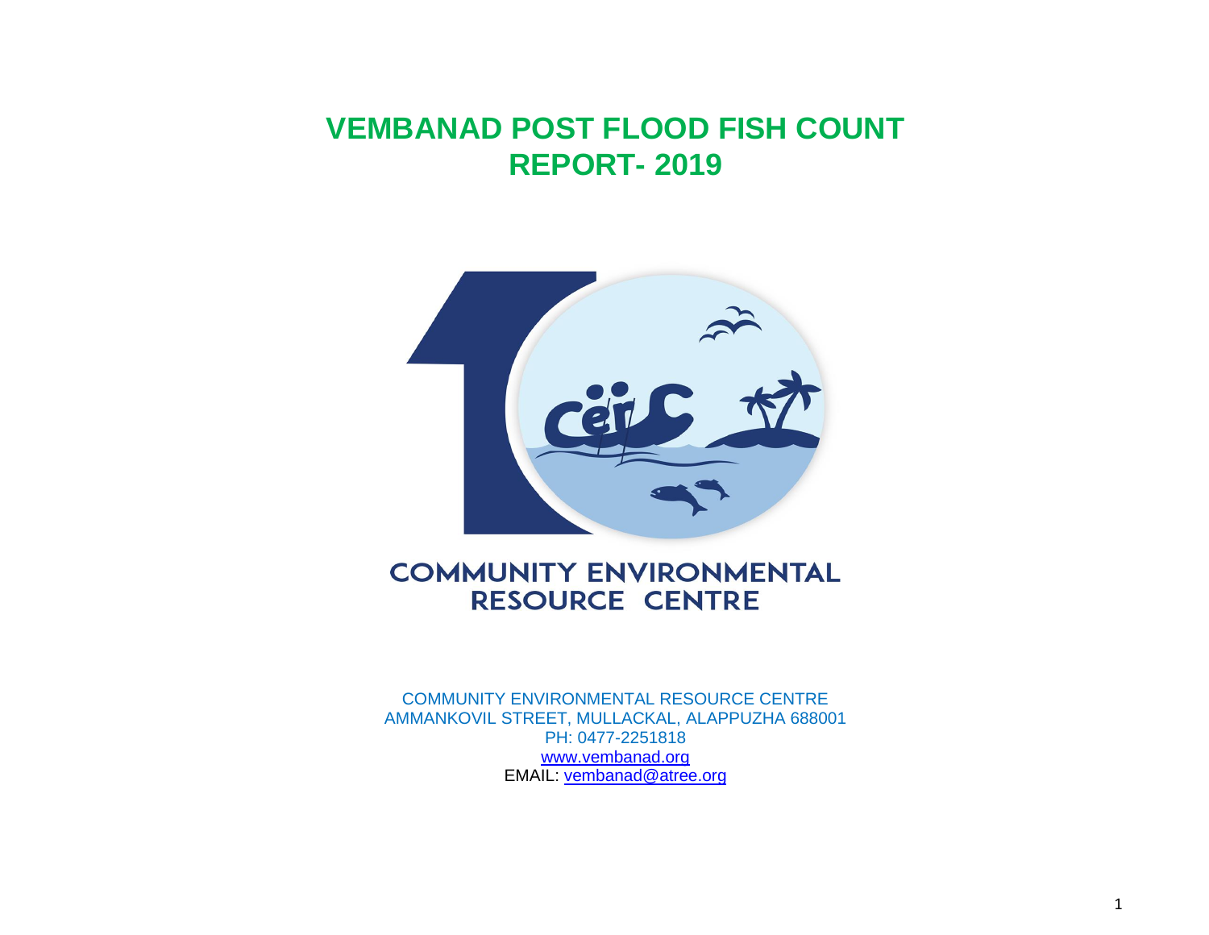# VEMBANAD POST FLOOD FISH COUNT REPORT- 2019

COMMUNITY ENVIRONMENTAL RESOURCE CENTRE

COMMUNITY ENVIRONMENTAL RESOURCE CENTRE
AMMANKOVIL STREET, MULLACKAL, ALAPPUZHA 688001
PH: 0477-2251818
www.vembanad.org
EMAIL: vembanad@atree.org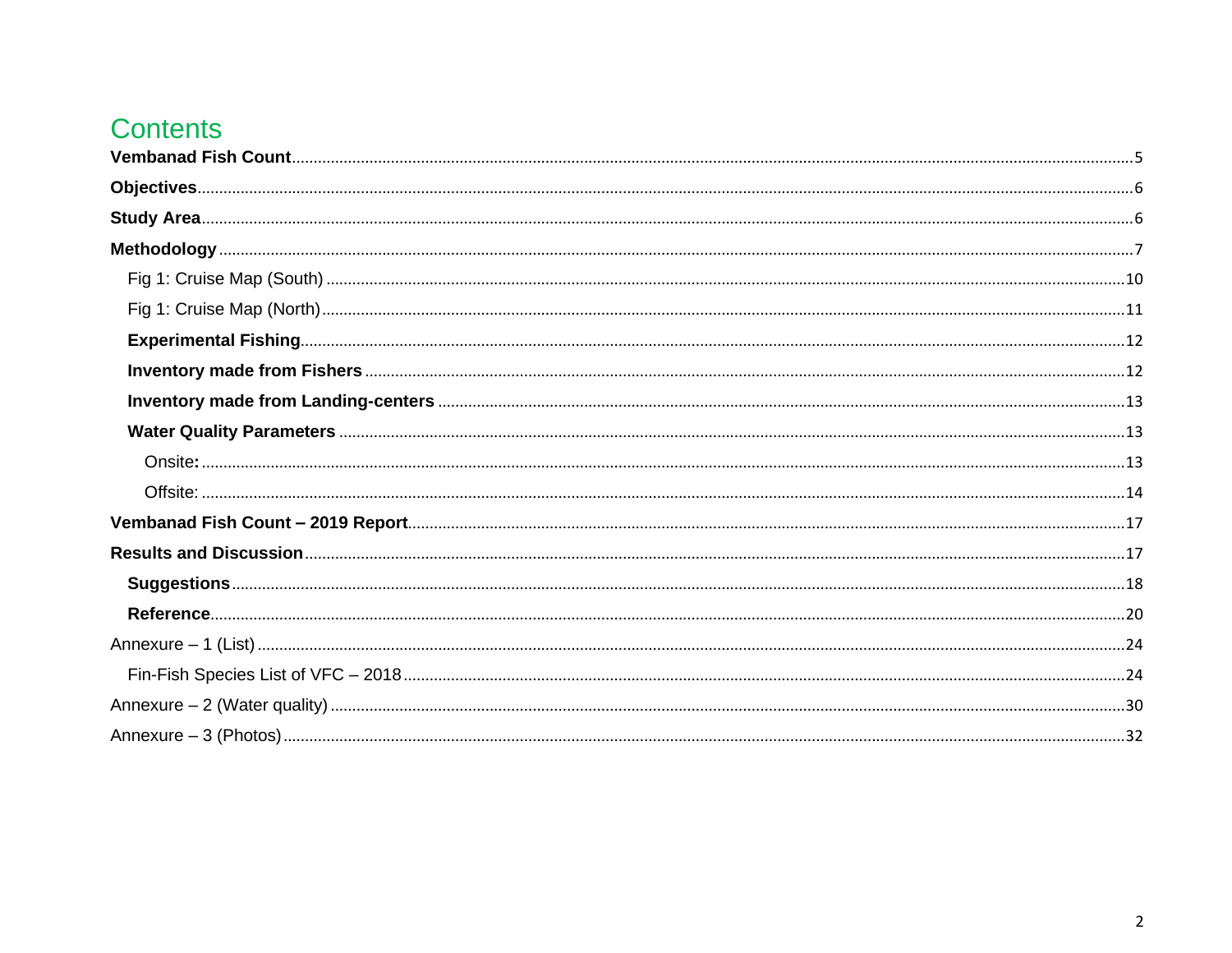# Contents

**Vembanad Fish Count** ........ 5

**Objectives** ........ 6

**Study Area** ........ 6

**Methodology** ........ 7

- Fig 1: Cruise Map (South) ........ 10
- Fig 1: Cruise Map (North) ........ 11
- **Experimental Fishing** ........ 12
- **Inventory made from Fishers** ........ 12
- **Inventory made from Landing-centers** ........ 13
- **Water Quality Parameters** ........ 13
  - Onsite**:** ........ 13
  - Offsite: ........ 14

**Vembanad Fish Count – 2019 Report** ........ 17

**Results and Discussion** ........ 17

- **Suggestions** ........ 18
- **Reference** ........ 20

Annexure – 1 (List) ........ 24

- Fin-Fish Species List of VFC – 2018 ........ 24

Annexure – 2 (Water quality) ........ 30

Annexure – 3 (Photos) ........ 32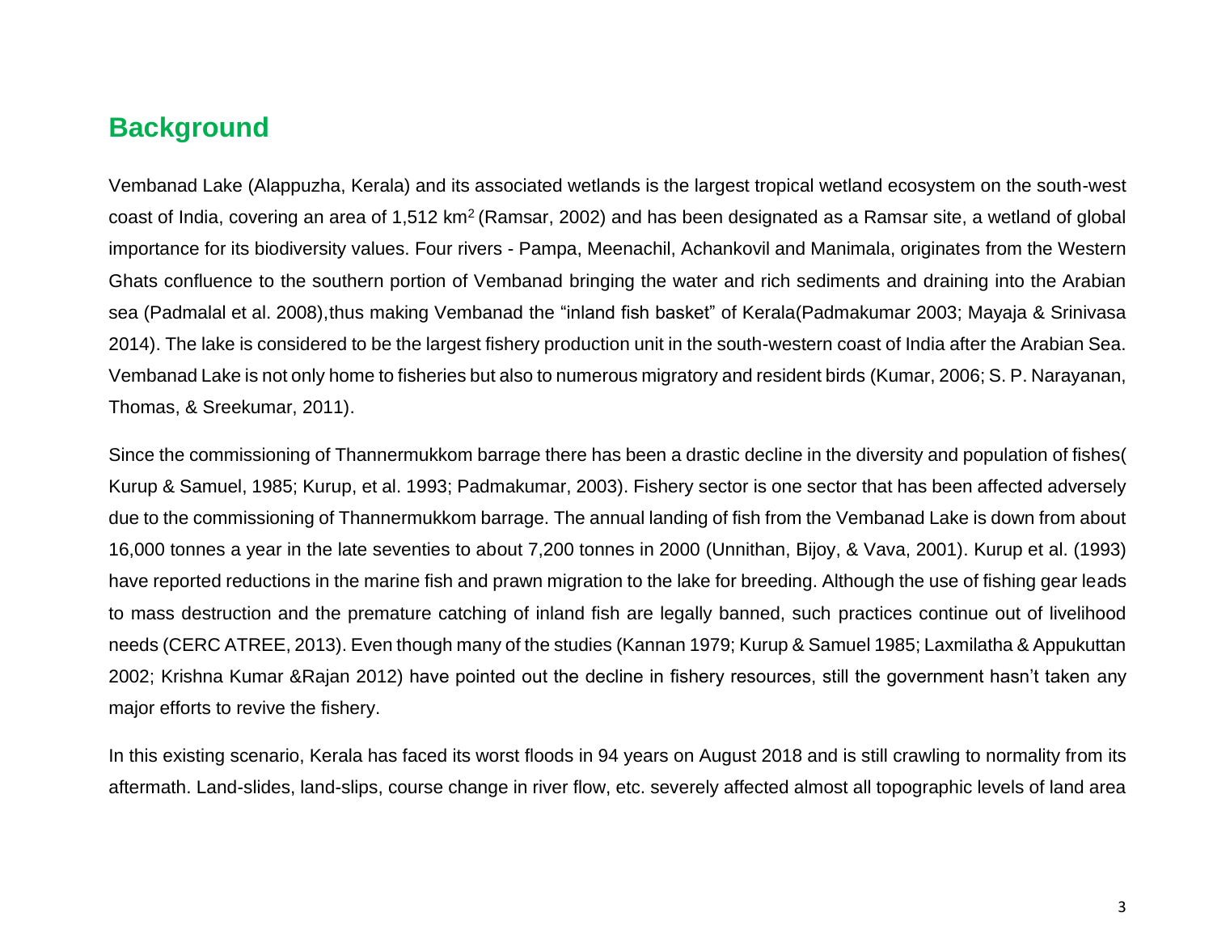## Background

Vembanad Lake (Alappuzha, Kerala) and its associated wetlands is the largest tropical wetland ecosystem on the south-west coast of India, covering an area of 1,512 km$^2$ (Ramsar, 2002) and has been designated as a Ramsar site, a wetland of global importance for its biodiversity values. Four rivers - Pampa, Meenachil, Achankovil and Manimala, originates from the Western Ghats confluence to the southern portion of Vembanad bringing the water and rich sediments and draining into the Arabian sea (Padmalal et al. 2008),thus making Vembanad the "inland fish basket" of Kerala(Padmakumar 2003; Mayaja & Srinivasa 2014). The lake is considered to be the largest fishery production unit in the south-western coast of India after the Arabian Sea. Vembanad Lake is not only home to fisheries but also to numerous migratory and resident birds (Kumar, 2006; S. P. Narayanan, Thomas, & Sreekumar, 2011).

Since the commissioning of Thannermukkom barrage there has been a drastic decline in the diversity and population of fishes( Kurup & Samuel, 1985; Kurup, et al. 1993; Padmakumar, 2003). Fishery sector is one sector that has been affected adversely due to the commissioning of Thannermukkom barrage. The annual landing of fish from the Vembanad Lake is down from about 16,000 tonnes a year in the late seventies to about 7,200 tonnes in 2000 (Unnithan, Bijoy, & Vava, 2001). Kurup et al. (1993) have reported reductions in the marine fish and prawn migration to the lake for breeding. Although the use of fishing gear leads to mass destruction and the premature catching of inland fish are legally banned, such practices continue out of livelihood needs (CERC ATREE, 2013). Even though many of the studies (Kannan 1979; Kurup & Samuel 1985; Laxmilatha & Appukuttan 2002; Krishna Kumar &Rajan 2012) have pointed out the decline in fishery resources, still the government hasn't taken any major efforts to revive the fishery.

In this existing scenario, Kerala has faced its worst floods in 94 years on August 2018 and is still crawling to normality from its aftermath. Land-slides, land-slips, course change in river flow, etc. severely affected almost all topographic levels of land area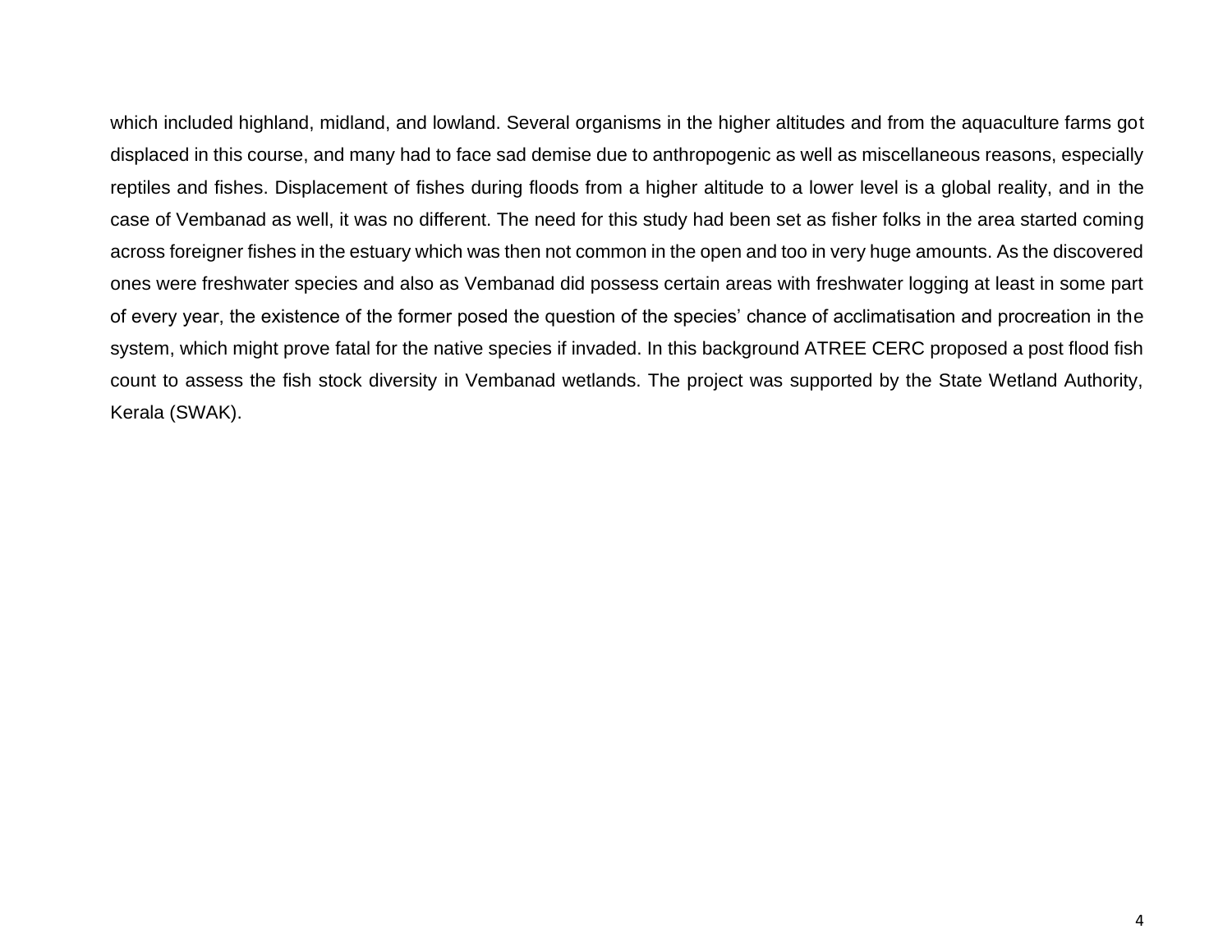which included highland, midland, and lowland. Several organisms in the higher altitudes and from the aquaculture farms got displaced in this course, and many had to face sad demise due to anthropogenic as well as miscellaneous reasons, especially reptiles and fishes. Displacement of fishes during floods from a higher altitude to a lower level is a global reality, and in the case of Vembanad as well, it was no different. The need for this study had been set as fisher folks in the area started coming across foreigner fishes in the estuary which was then not common in the open and too in very huge amounts. As the discovered ones were freshwater species and also as Vembanad did possess certain areas with freshwater logging at least in some part of every year, the existence of the former posed the question of the species' chance of acclimatisation and procreation in the system, which might prove fatal for the native species if invaded. In this background ATREE CERC proposed a post flood fish count to assess the fish stock diversity in Vembanad wetlands. The project was supported by the State Wetland Authority, Kerala (SWAK).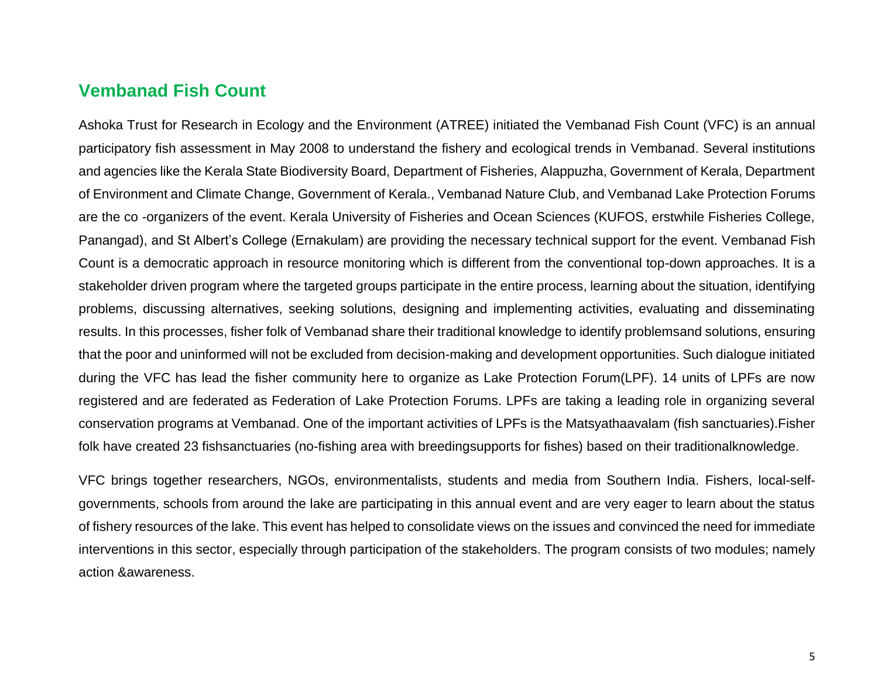## Vembanad Fish Count

Ashoka Trust for Research in Ecology and the Environment (ATREE) initiated the Vembanad Fish Count (VFC) is an annual participatory fish assessment in May 2008 to understand the fishery and ecological trends in Vembanad. Several institutions and agencies like the Kerala State Biodiversity Board, Department of Fisheries, Alappuzha, Government of Kerala, Department of Environment and Climate Change, Government of Kerala., Vembanad Nature Club, and Vembanad Lake Protection Forums are the co -organizers of the event. Kerala University of Fisheries and Ocean Sciences (KUFOS, erstwhile Fisheries College, Panangad), and St Albert's College (Ernakulam) are providing the necessary technical support for the event. Vembanad Fish Count is a democratic approach in resource monitoring which is different from the conventional top-down approaches. It is a stakeholder driven program where the targeted groups participate in the entire process, learning about the situation, identifying problems, discussing alternatives, seeking solutions, designing and implementing activities, evaluating and disseminating results. In this processes, fisher folk of Vembanad share their traditional knowledge to identify problemsand solutions, ensuring that the poor and uninformed will not be excluded from decision-making and development opportunities. Such dialogue initiated during the VFC has lead the fisher community here to organize as Lake Protection Forum(LPF). 14 units of LPFs are now registered and are federated as Federation of Lake Protection Forums. LPFs are taking a leading role in organizing several conservation programs at Vembanad. One of the important activities of LPFs is the Matsyathaavalam (fish sanctuaries).Fisher folk have created 23 fishsanctuaries (no-fishing area with breedingsupports for fishes) based on their traditionalknowledge.

VFC brings together researchers, NGOs, environmentalists, students and media from Southern India. Fishers, local-self-governments, schools from around the lake are participating in this annual event and are very eager to learn about the status of fishery resources of the lake. This event has helped to consolidate views on the issues and convinced the need for immediate interventions in this sector, especially through participation of the stakeholders. The program consists of two modules; namely action &awareness.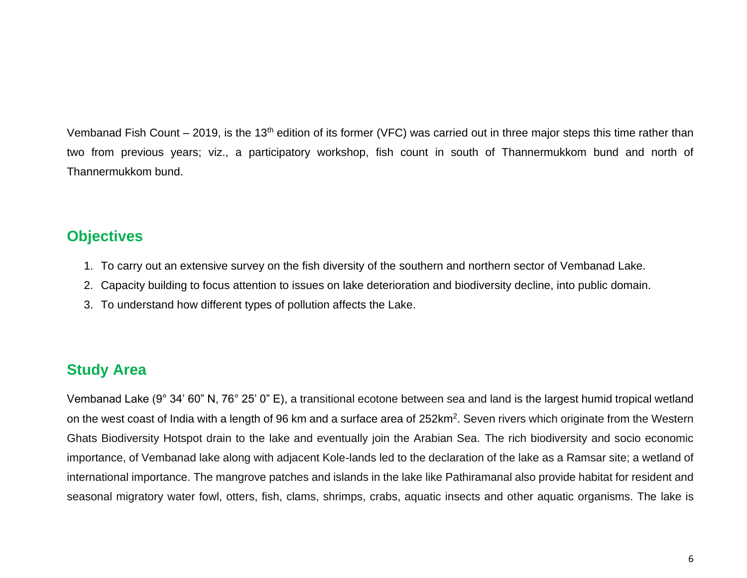Vembanad Fish Count – 2019, is the 13th edition of its former (VFC) was carried out in three major steps this time rather than two from previous years; viz., a participatory workshop, fish count in south of Thannermukkom bund and north of Thannermukkom bund.

## Objectives

1. To carry out an extensive survey on the fish diversity of the southern and northern sector of Vembanad Lake.
2. Capacity building to focus attention to issues on lake deterioration and biodiversity decline, into public domain.
3. To understand how different types of pollution affects the Lake.

## Study Area

Vembanad Lake (9° 34' 60" N, 76° 25' 0" E), a transitional ecotone between sea and land is the largest humid tropical wetland on the west coast of India with a length of 96 km and a surface area of 252km$^2$. Seven rivers which originate from the Western Ghats Biodiversity Hotspot drain to the lake and eventually join the Arabian Sea. The rich biodiversity and socio economic importance, of Vembanad lake along with adjacent Kole-lands led to the declaration of the lake as a Ramsar site; a wetland of international importance. The mangrove patches and islands in the lake like Pathiramanal also provide habitat for resident and seasonal migratory water fowl, otters, fish, clams, shrimps, crabs, aquatic insects and other aquatic organisms. The lake is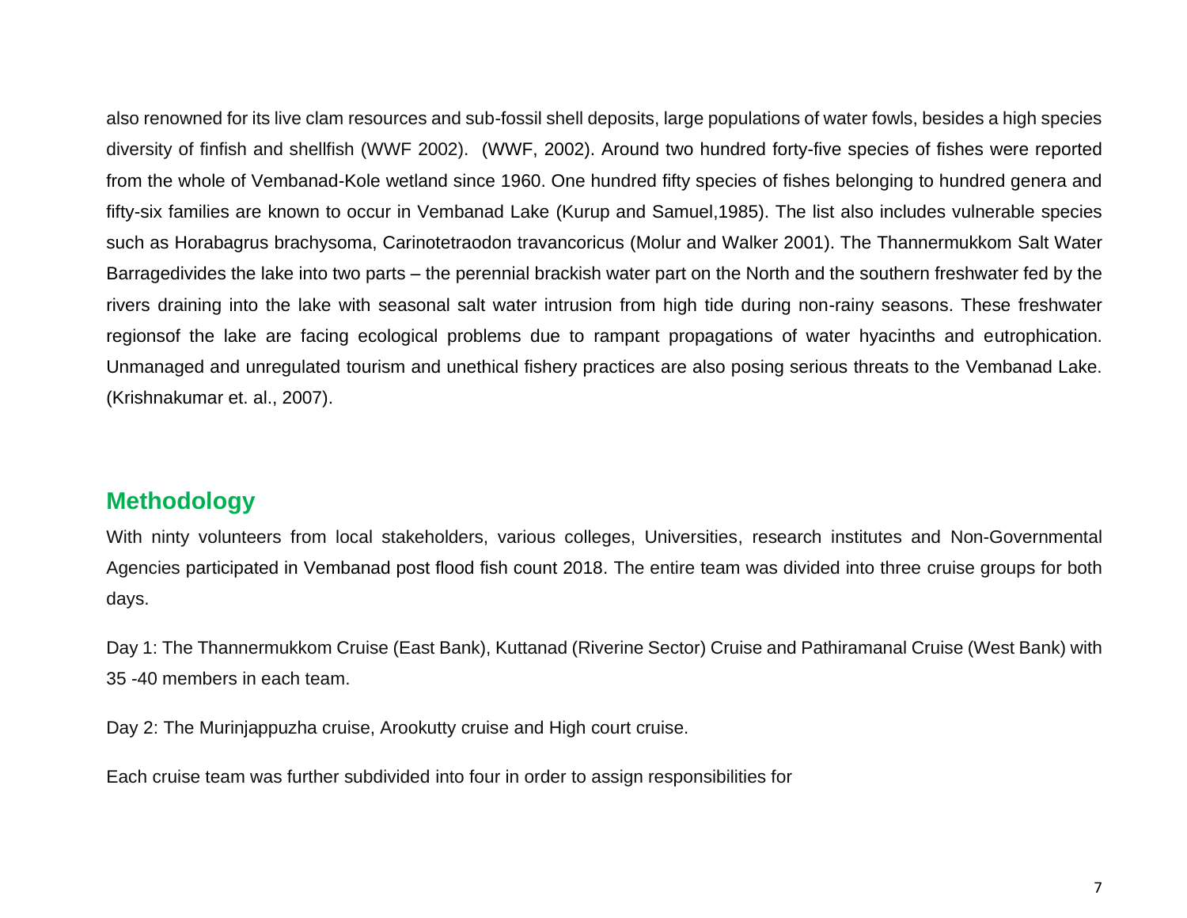also renowned for its live clam resources and sub-fossil shell deposits, large populations of water fowls, besides a high species diversity of finfish and shellfish (WWF 2002). (WWF, 2002). Around two hundred forty-five species of fishes were reported from the whole of Vembanad-Kole wetland since 1960. One hundred fifty species of fishes belonging to hundred genera and fifty-six families are known to occur in Vembanad Lake (Kurup and Samuel,1985). The list also includes vulnerable species such as Horabagrus brachysoma, Carinotetraodon travancoricus (Molur and Walker 2001). The Thannermukkom Salt Water Barragedivides the lake into two parts – the perennial brackish water part on the North and the southern freshwater fed by the rivers draining into the lake with seasonal salt water intrusion from high tide during non-rainy seasons. These freshwater regionsof the lake are facing ecological problems due to rampant propagations of water hyacinths and eutrophication. Unmanaged and unregulated tourism and unethical fishery practices are also posing serious threats to the Vembanad Lake. (Krishnakumar et. al., 2007).

## Methodology

With ninty volunteers from local stakeholders, various colleges, Universities, research institutes and Non-Governmental Agencies participated in Vembanad post flood fish count 2018. The entire team was divided into three cruise groups for both days.

Day 1: The Thannermukkom Cruise (East Bank), Kuttanad (Riverine Sector) Cruise and Pathiramanal Cruise (West Bank) with 35 -40 members in each team.

Day 2: The Murinjappuzha cruise, Arookutty cruise and High court cruise.

Each cruise team was further subdivided into four in order to assign responsibilities for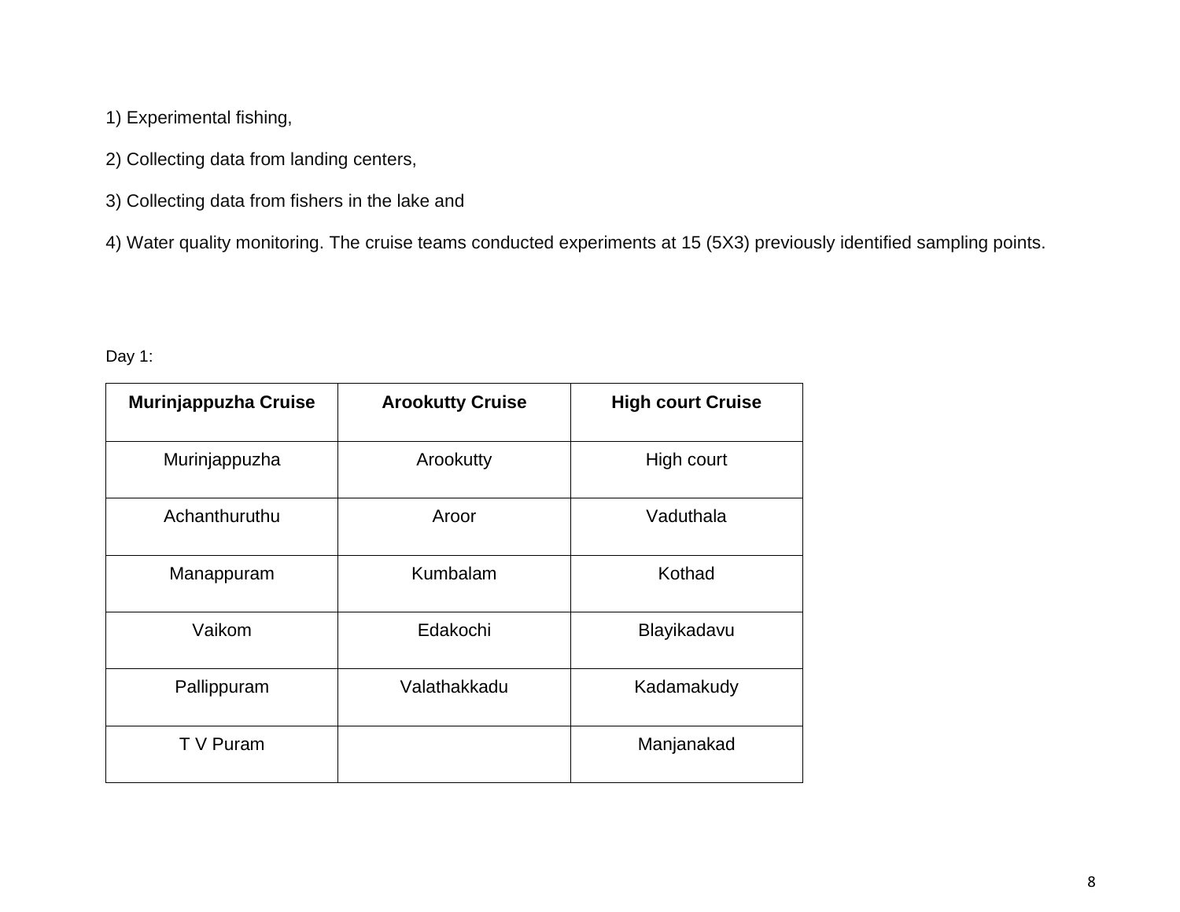1) Experimental fishing,

2) Collecting data from landing centers,

3) Collecting data from fishers in the lake and

4) Water quality monitoring. The cruise teams conducted experiments at 15 (5X3) previously identified sampling points.

Day 1:

| **Murinjappuzha Cruise** | **Arookutty Cruise** | **High court Cruise** |
|---|---|---|
| Murinjappuzha | Arookutty | High court |
| Achanthuruthu | Aroor | Vaduthala |
| Manappuram | Kumbalam | Kothad |
| Vaikom | Edakochi | Blayikadavu |
| Pallippuram | Valathakkadu | Kadamakudy |
| T V Puram | | Manjanakad |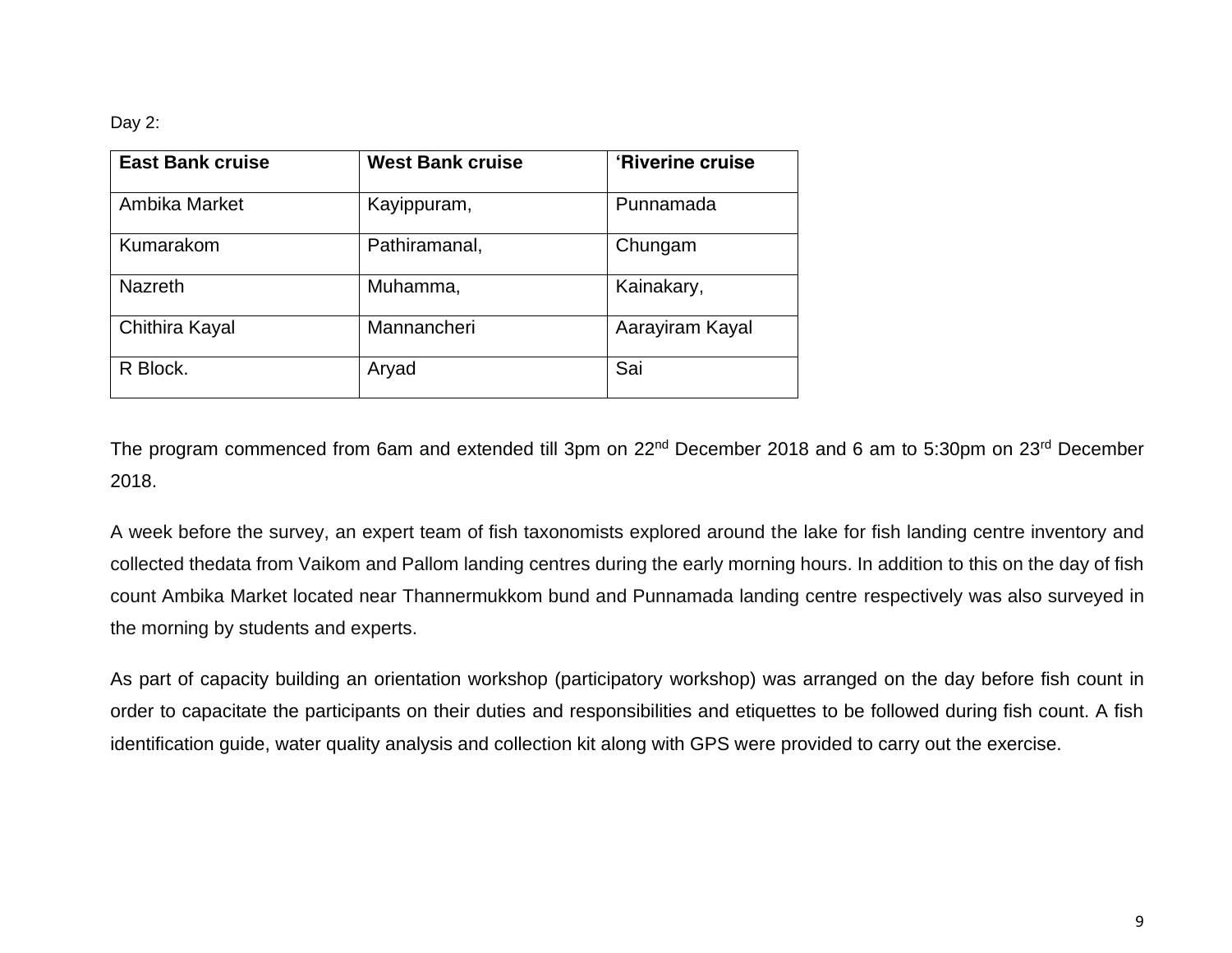Day 2:

| East Bank cruise | West Bank cruise | ‘Riverine cruise |
|---|---|---|
| Ambika Market | Kayippuram, | Punnamada |
| Kumarakom | Pathiramanal, | Chungam |
| Nazreth | Muhamma, | Kainakary, |
| Chithira Kayal | Mannancheri | Aarayiram Kayal |
| R Block. | Aryad | Sai |

The program commenced from 6am and extended till 3pm on 22nd December 2018 and 6 am to 5:30pm on 23rd December 2018.

A week before the survey, an expert team of fish taxonomists explored around the lake for fish landing centre inventory and collected thedata from Vaikom and Pallom landing centres during the early morning hours. In addition to this on the day of fish count Ambika Market located near Thannermukkom bund and Punnamada landing centre respectively was also surveyed in the morning by students and experts.

As part of capacity building an orientation workshop (participatory workshop) was arranged on the day before fish count in order to capacitate the participants on their duties and responsibilities and etiquettes to be followed during fish count. A fish identification guide, water quality analysis and collection kit along with GPS were provided to carry out the exercise.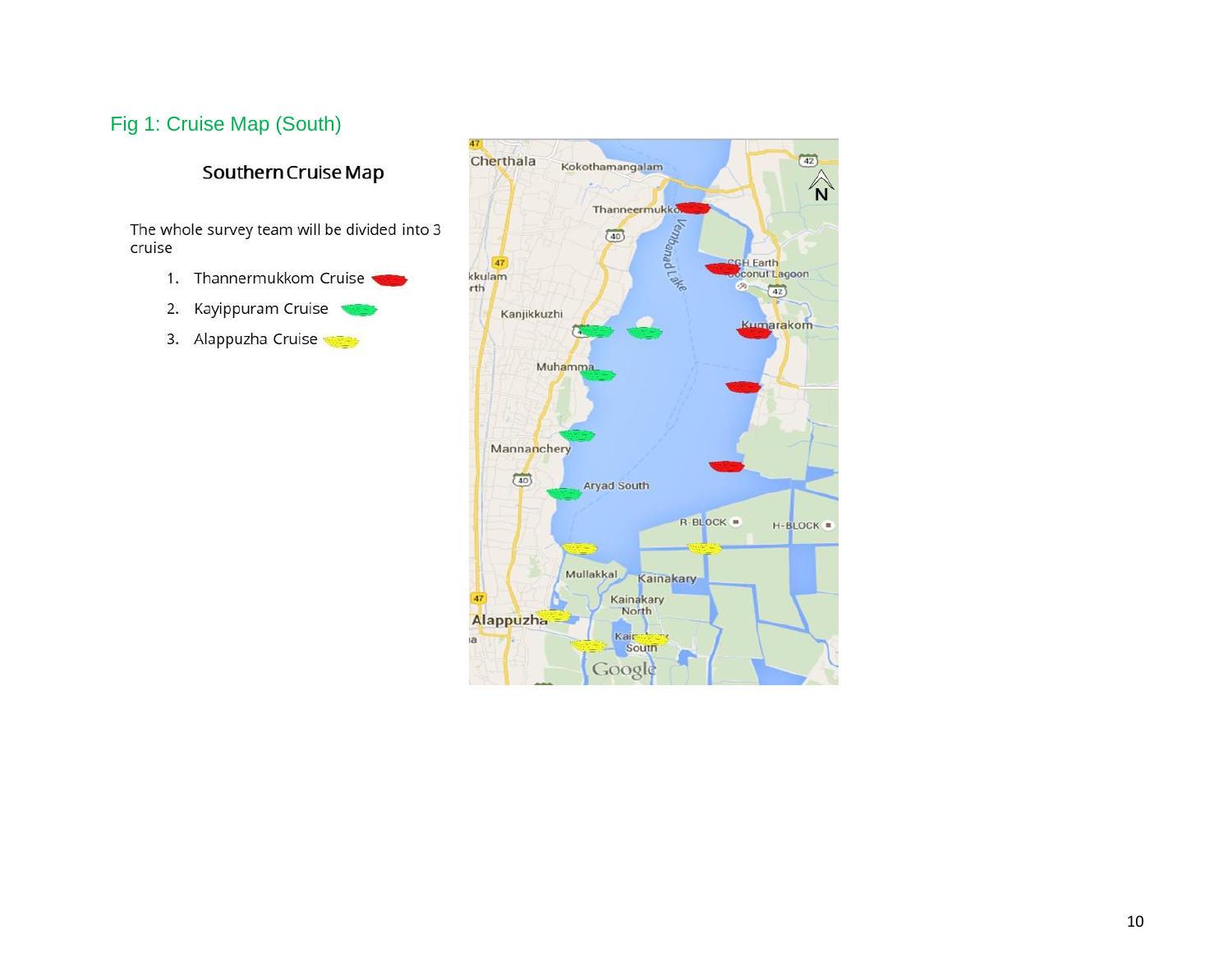Fig 1: Cruise Map (South)

## Southern Cruise Map

The whole survey team will be divided into 3 cruise

1. Thannermukkom Cruise
2. Kayippuram Cruise
3. Alappuzha Cruise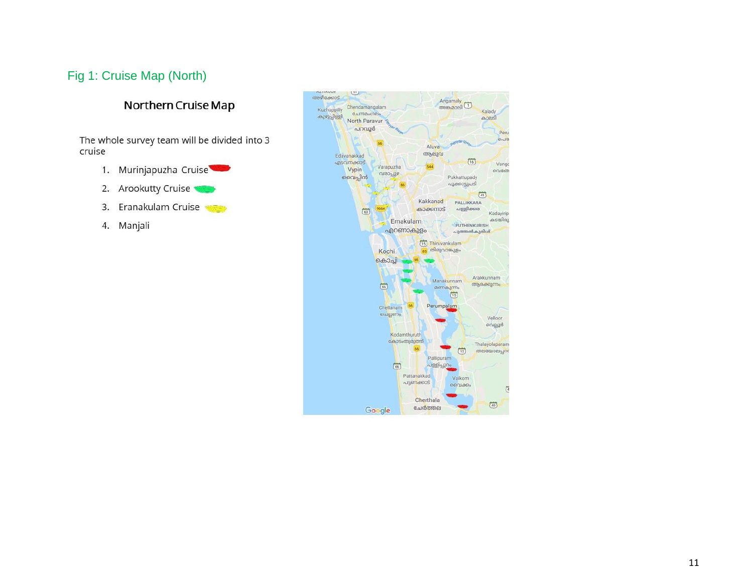Fig 1: Cruise Map (North)

## Northern Cruise Map

The whole survey team will be divided into 3 cruise

1. Murinjapuzha Cruise
2. Arookutty Cruise
3. Eranakulam Cruise
4. Manjali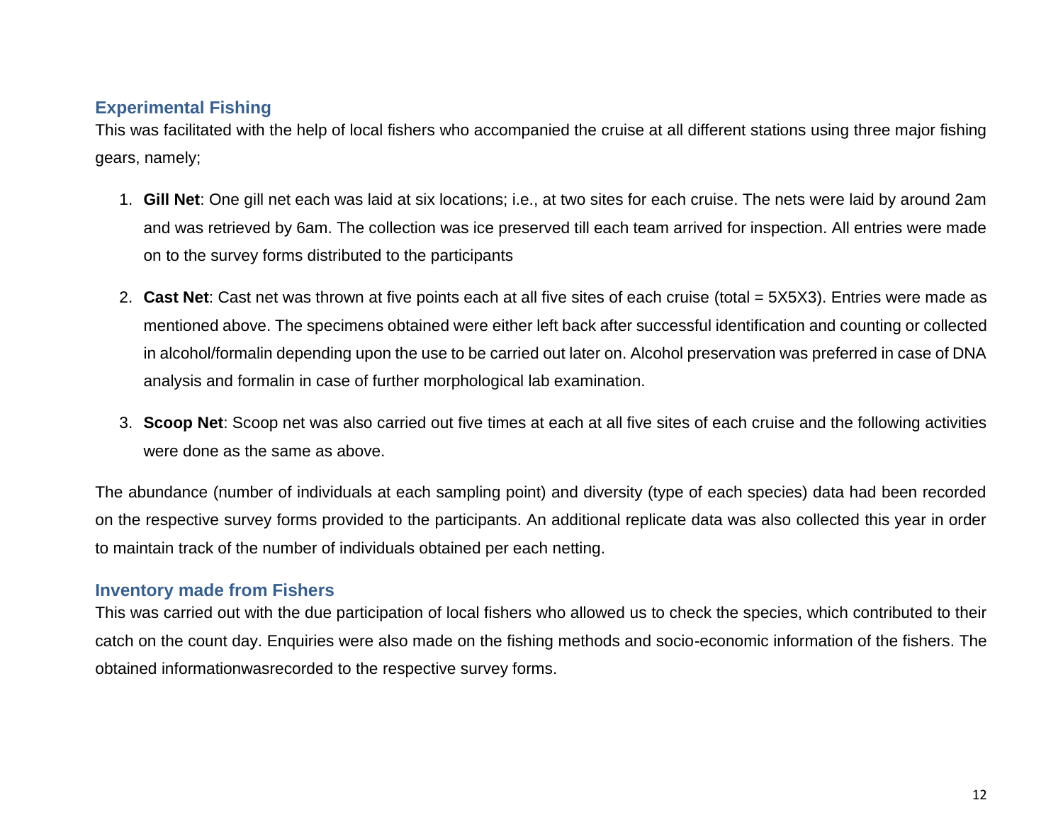## Experimental Fishing

This was facilitated with the help of local fishers who accompanied the cruise at all different stations using three major fishing gears, namely;

1. **Gill Net**: One gill net each was laid at six locations; i.e., at two sites for each cruise. The nets were laid by around 2am and was retrieved by 6am. The collection was ice preserved till each team arrived for inspection. All entries were made on to the survey forms distributed to the participants
2. **Cast Net**: Cast net was thrown at five points each at all five sites of each cruise (total = 5X5X3). Entries were made as mentioned above. The specimens obtained were either left back after successful identification and counting or collected in alcohol/formalin depending upon the use to be carried out later on. Alcohol preservation was preferred in case of DNA analysis and formalin in case of further morphological lab examination.
3. **Scoop Net**: Scoop net was also carried out five times at each at all five sites of each cruise and the following activities were done as the same as above.

The abundance (number of individuals at each sampling point) and diversity (type of each species) data had been recorded on the respective survey forms provided to the participants. An additional replicate data was also collected this year in order to maintain track of the number of individuals obtained per each netting.

## Inventory made from Fishers

This was carried out with the due participation of local fishers who allowed us to check the species, which contributed to their catch on the count day. Enquiries were also made on the fishing methods and socio-economic information of the fishers. The obtained informationwasrecorded to the respective survey forms.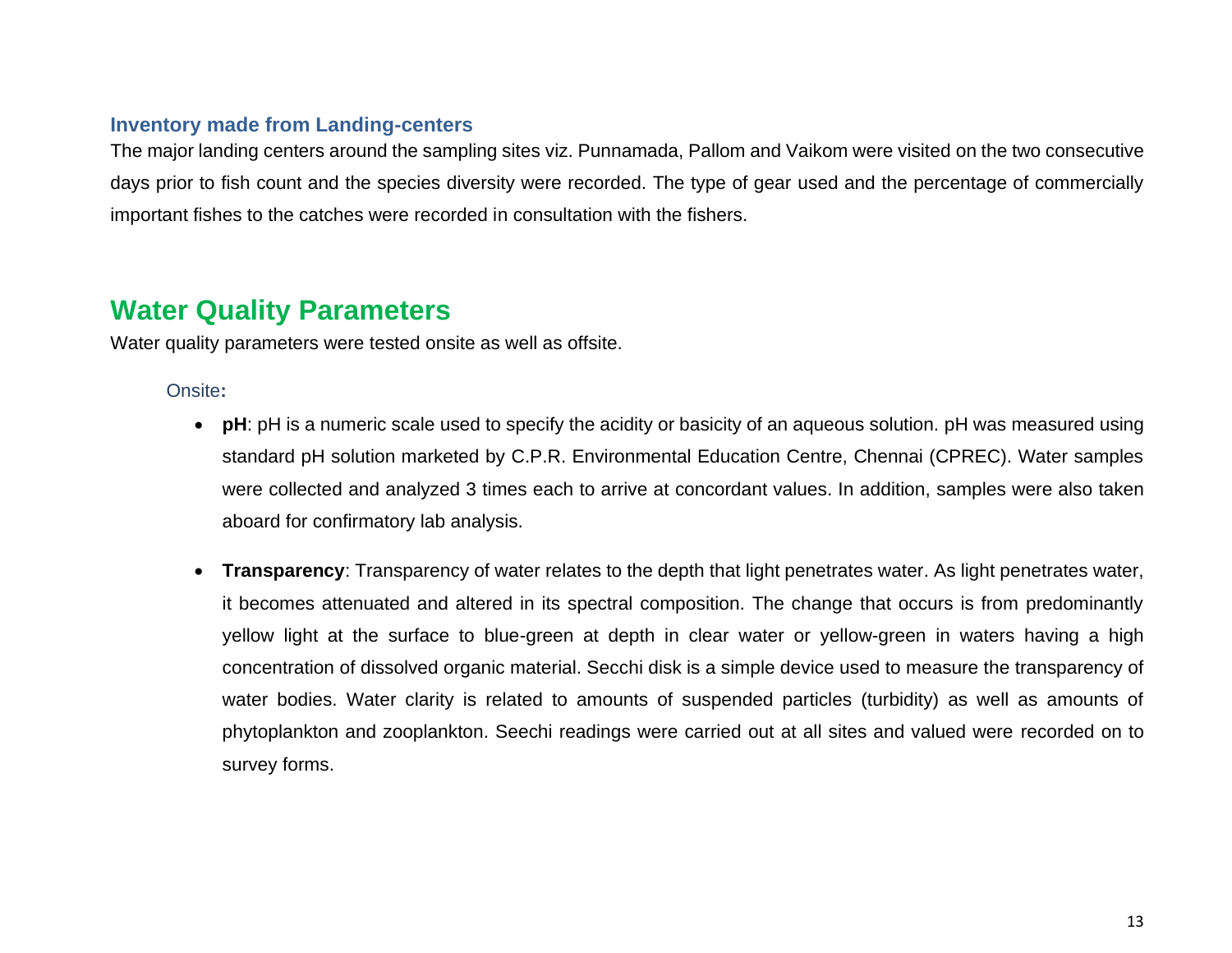### Inventory made from Landing-centers

The major landing centers around the sampling sites viz. Punnamada, Pallom and Vaikom were visited on the two consecutive days prior to fish count and the species diversity were recorded. The type of gear used and the percentage of commercially important fishes to the catches were recorded in consultation with the fishers.

## Water Quality Parameters

Water quality parameters were tested onsite as well as offsite.

Onsite**:**

- **pH**: pH is a numeric scale used to specify the acidity or basicity of an aqueous solution. pH was measured using standard pH solution marketed by C.P.R. Environmental Education Centre, Chennai (CPREC). Water samples were collected and analyzed 3 times each to arrive at concordant values. In addition, samples were also taken aboard for confirmatory lab analysis.

- **Transparency**: Transparency of water relates to the depth that light penetrates water. As light penetrates water, it becomes attenuated and altered in its spectral composition. The change that occurs is from predominantly yellow light at the surface to blue-green at depth in clear water or yellow-green in waters having a high concentration of dissolved organic material. Secchi disk is a simple device used to measure the transparency of water bodies. Water clarity is related to amounts of suspended particles (turbidity) as well as amounts of phytoplankton and zooplankton. Seechi readings were carried out at all sites and valued were recorded on to survey forms.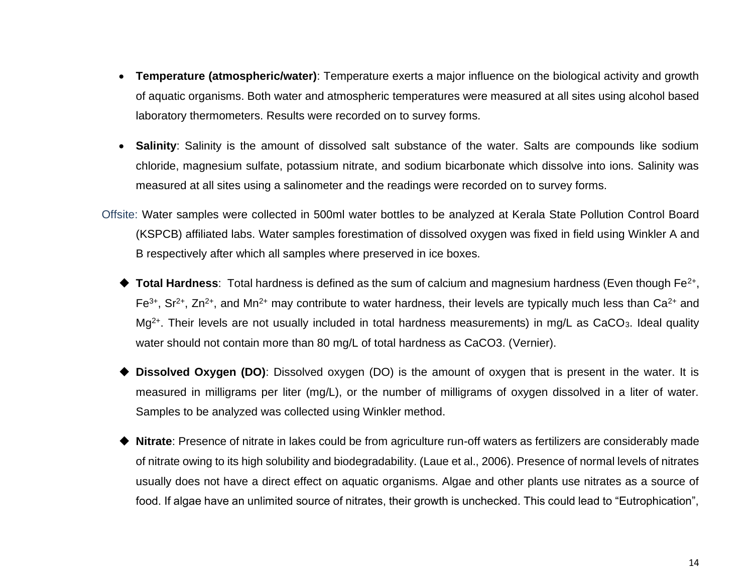- **Temperature (atmospheric/water)**: Temperature exerts a major influence on the biological activity and growth of aquatic organisms. Both water and atmospheric temperatures were measured at all sites using alcohol based laboratory thermometers. Results were recorded on to survey forms.

- **Salinity**: Salinity is the amount of dissolved salt substance of the water. Salts are compounds like sodium chloride, magnesium sulfate, potassium nitrate, and sodium bicarbonate which dissolve into ions. Salinity was measured at all sites using a salinometer and the readings were recorded on to survey forms.

Offsite: Water samples were collected in 500ml water bottles to be analyzed at Kerala State Pollution Control Board (KSPCB) affiliated labs. Water samples forestimation of dissolved oxygen was fixed in field using Winkler A and B respectively after which all samples where preserved in ice boxes.

- **Total Hardness**: Total hardness is defined as the sum of calcium and magnesium hardness (Even though $Fe^{2+}$, $Fe^{3+}$, $Sr^{2+}$, $Zn^{2+}$, and $Mn^{2+}$ may contribute to water hardness, their levels are typically much less than $Ca^{2+}$ and $Mg^{2+}$. Their levels are not usually included in total hardness measurements) in mg/L as $CaCO_3$. Ideal quality water should not contain more than 80 mg/L of total hardness as CaCO3. (Vernier).

- **Dissolved Oxygen (DO)**: Dissolved oxygen (DO) is the amount of oxygen that is present in the water. It is measured in milligrams per liter (mg/L), or the number of milligrams of oxygen dissolved in a liter of water. Samples to be analyzed was collected using Winkler method.

- **Nitrate**: Presence of nitrate in lakes could be from agriculture run-off waters as fertilizers are considerably made of nitrate owing to its high solubility and biodegradability. (Laue et al., 2006). Presence of normal levels of nitrates usually does not have a direct effect on aquatic organisms. Algae and other plants use nitrates as a source of food. If algae have an unlimited source of nitrates, their growth is unchecked. This could lead to "Eutrophication",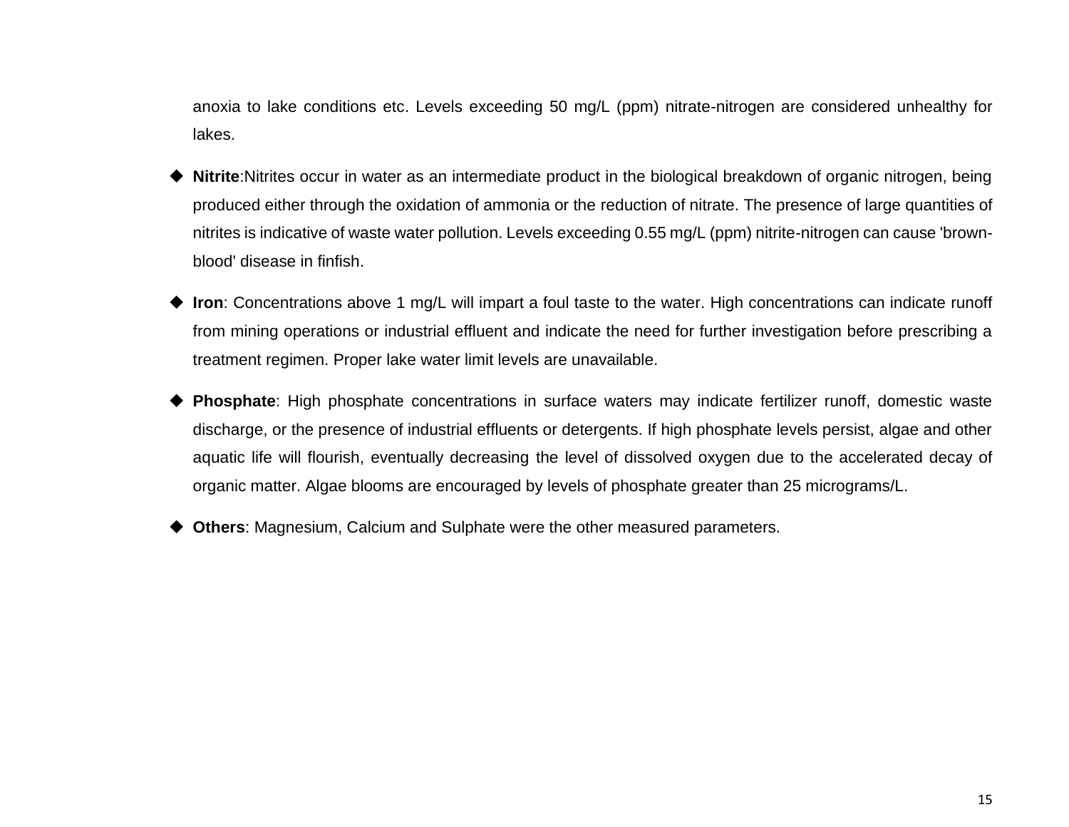anoxia to lake conditions etc. Levels exceeding 50 mg/L (ppm) nitrate-nitrogen are considered unhealthy for lakes.

- **Nitrite**:Nitrites occur in water as an intermediate product in the biological breakdown of organic nitrogen, being produced either through the oxidation of ammonia or the reduction of nitrate. The presence of large quantities of nitrites is indicative of waste water pollution. Levels exceeding 0.55 mg/L (ppm) nitrite-nitrogen can cause 'brown-blood' disease in finfish.

- **Iron**: Concentrations above 1 mg/L will impart a foul taste to the water. High concentrations can indicate runoff from mining operations or industrial effluent and indicate the need for further investigation before prescribing a treatment regimen. Proper lake water limit levels are unavailable.

- **Phosphate**: High phosphate concentrations in surface waters may indicate fertilizer runoff, domestic waste discharge, or the presence of industrial effluents or detergents. If high phosphate levels persist, algae and other aquatic life will flourish, eventually decreasing the level of dissolved oxygen due to the accelerated decay of organic matter. Algae blooms are encouraged by levels of phosphate greater than 25 micrograms/L.

- **Others**: Magnesium, Calcium and Sulphate were the other measured parameters.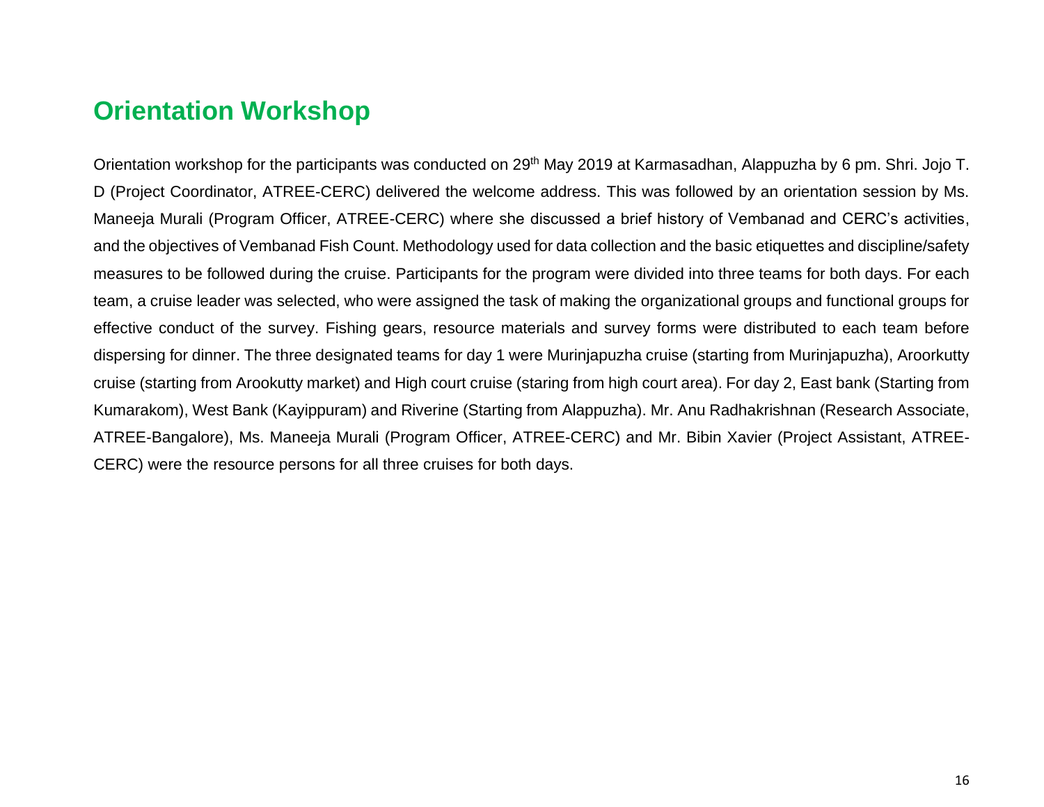## Orientation Workshop

Orientation workshop for the participants was conducted on 29th May 2019 at Karmasadhan, Alappuzha by 6 pm. Shri. Jojo T. D (Project Coordinator, ATREE-CERC) delivered the welcome address. This was followed by an orientation session by Ms. Maneeja Murali (Program Officer, ATREE-CERC) where she discussed a brief history of Vembanad and CERC's activities, and the objectives of Vembanad Fish Count. Methodology used for data collection and the basic etiquettes and discipline/safety measures to be followed during the cruise. Participants for the program were divided into three teams for both days. For each team, a cruise leader was selected, who were assigned the task of making the organizational groups and functional groups for effective conduct of the survey. Fishing gears, resource materials and survey forms were distributed to each team before dispersing for dinner. The three designated teams for day 1 were Murinjapuzha cruise (starting from Murinjapuzha), Aroorkutty cruise (starting from Arookutty market) and High court cruise (staring from high court area). For day 2, East bank (Starting from Kumarakom), West Bank (Kayippuram) and Riverine (Starting from Alappuzha). Mr. Anu Radhakrishnan (Research Associate, ATREE-Bangalore), Ms. Maneeja Murali (Program Officer, ATREE-CERC) and Mr. Bibin Xavier (Project Assistant, ATREE-CERC) were the resource persons for all three cruises for both days.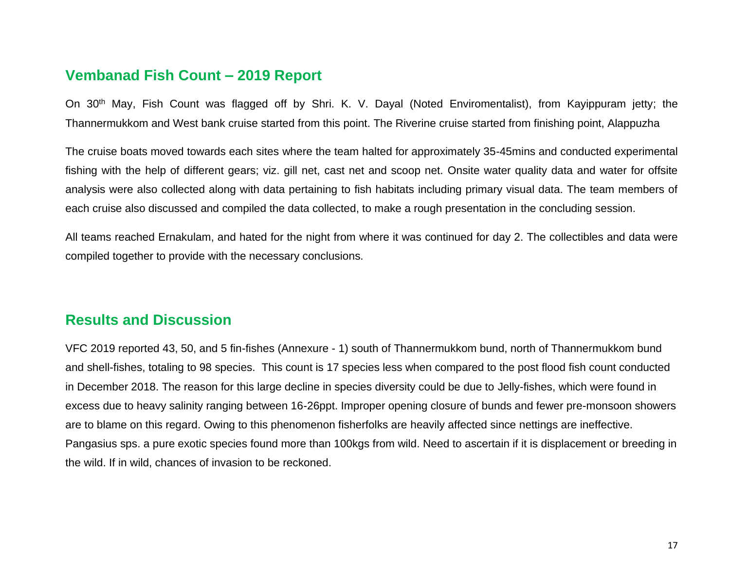## Vembanad Fish Count – 2019 Report

On 30th May, Fish Count was flagged off by Shri. K. V. Dayal (Noted Enviromentalist), from Kayippuram jetty; the Thannermukkom and West bank cruise started from this point. The Riverine cruise started from finishing point, Alappuzha

The cruise boats moved towards each sites where the team halted for approximately 35-45mins and conducted experimental fishing with the help of different gears; viz. gill net, cast net and scoop net. Onsite water quality data and water for offsite analysis were also collected along with data pertaining to fish habitats including primary visual data. The team members of each cruise also discussed and compiled the data collected, to make a rough presentation in the concluding session.

All teams reached Ernakulam, and hated for the night from where it was continued for day 2. The collectibles and data were compiled together to provide with the necessary conclusions.

## Results and Discussion

VFC 2019 reported 43, 50, and 5 fin-fishes (Annexure - 1) south of Thannermukkom bund, north of Thannermukkom bund and shell-fishes, totaling to 98 species. This count is 17 species less when compared to the post flood fish count conducted in December 2018. The reason for this large decline in species diversity could be due to Jelly-fishes, which were found in excess due to heavy salinity ranging between 16-26ppt. Improper opening closure of bunds and fewer pre-monsoon showers are to blame on this regard. Owing to this phenomenon fisherfolks are heavily affected since nettings are ineffective. Pangasius sps. a pure exotic species found more than 100kgs from wild. Need to ascertain if it is displacement or breeding in the wild. If in wild, chances of invasion to be reckoned.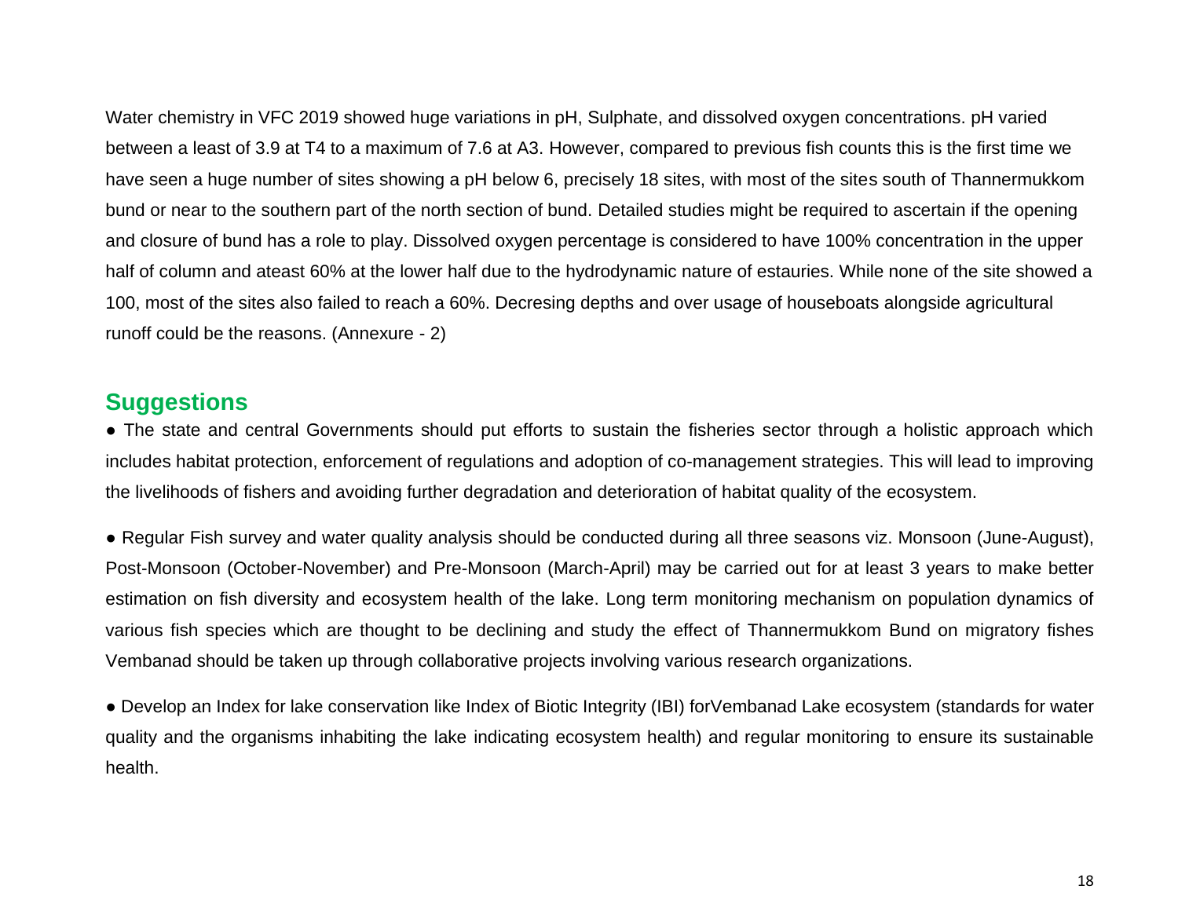Water chemistry in VFC 2019 showed huge variations in pH, Sulphate, and dissolved oxygen concentrations. pH varied between a least of 3.9 at T4 to a maximum of 7.6 at A3. However, compared to previous fish counts this is the first time we have seen a huge number of sites showing a pH below 6, precisely 18 sites, with most of the sites south of Thannermukkom bund or near to the southern part of the north section of bund. Detailed studies might be required to ascertain if the opening and closure of bund has a role to play. Dissolved oxygen percentage is considered to have 100% concentration in the upper half of column and ateast 60% at the lower half due to the hydrodynamic nature of estauries. While none of the site showed a 100, most of the sites also failed to reach a 60%. Decresing depths and over usage of houseboats alongside agricultural runoff could be the reasons. (Annexure - 2)

## Suggestions

● The state and central Governments should put efforts to sustain the fisheries sector through a holistic approach which includes habitat protection, enforcement of regulations and adoption of co-management strategies. This will lead to improving the livelihoods of fishers and avoiding further degradation and deterioration of habitat quality of the ecosystem.

● Regular Fish survey and water quality analysis should be conducted during all three seasons viz. Monsoon (June-August), Post-Monsoon (October-November) and Pre-Monsoon (March-April) may be carried out for at least 3 years to make better estimation on fish diversity and ecosystem health of the lake. Long term monitoring mechanism on population dynamics of various fish species which are thought to be declining and study the effect of Thannermukkom Bund on migratory fishes Vembanad should be taken up through collaborative projects involving various research organizations.

● Develop an Index for lake conservation like Index of Biotic Integrity (IBI) forVembanad Lake ecosystem (standards for water quality and the organisms inhabiting the lake indicating ecosystem health) and regular monitoring to ensure its sustainable health.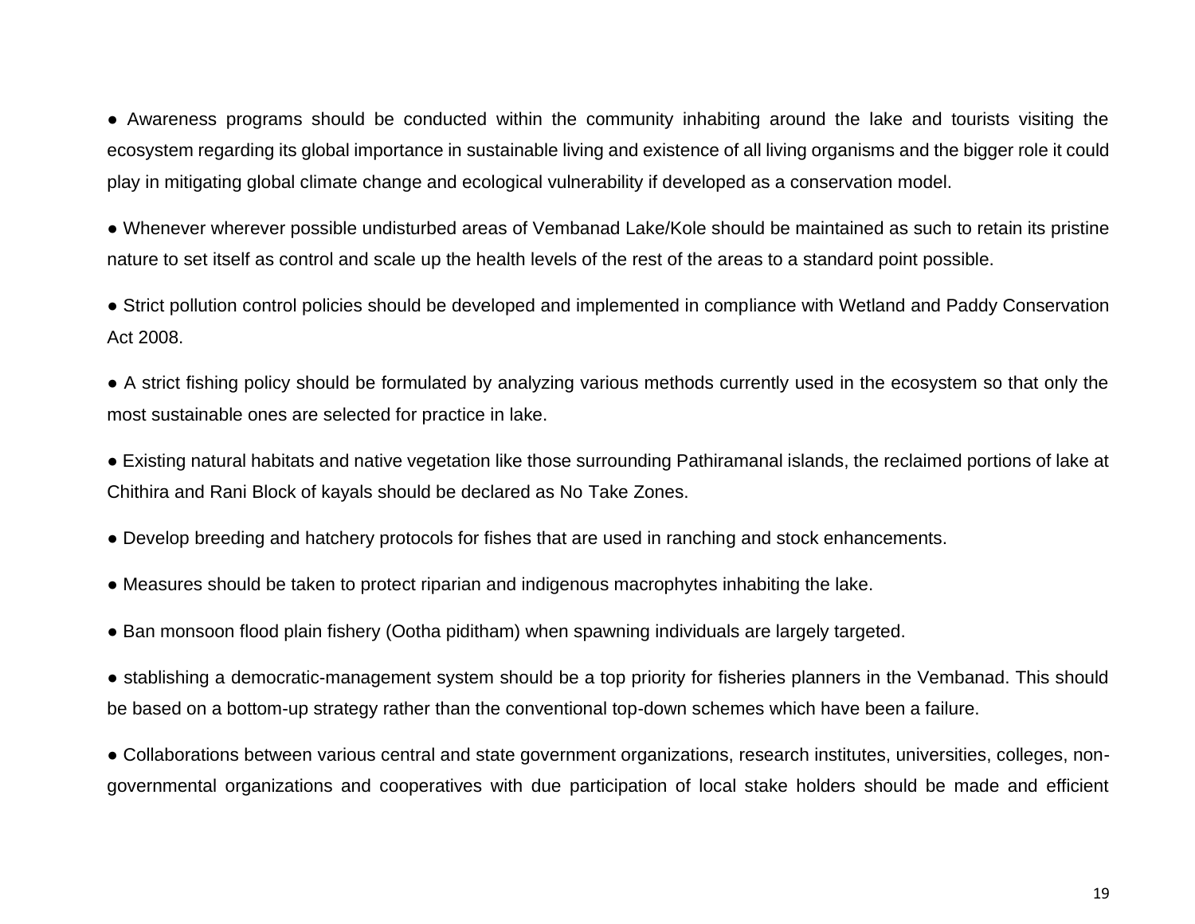- Awareness programs should be conducted within the community inhabiting around the lake and tourists visiting the ecosystem regarding its global importance in sustainable living and existence of all living organisms and the bigger role it could play in mitigating global climate change and ecological vulnerability if developed as a conservation model.

- Whenever wherever possible undisturbed areas of Vembanad Lake/Kole should be maintained as such to retain its pristine nature to set itself as control and scale up the health levels of the rest of the areas to a standard point possible.

- Strict pollution control policies should be developed and implemented in compliance with Wetland and Paddy Conservation Act 2008.

- A strict fishing policy should be formulated by analyzing various methods currently used in the ecosystem so that only the most sustainable ones are selected for practice in lake.

- Existing natural habitats and native vegetation like those surrounding Pathiramanal islands, the reclaimed portions of lake at Chithira and Rani Block of kayals should be declared as No Take Zones.

- Develop breeding and hatchery protocols for fishes that are used in ranching and stock enhancements.

- Measures should be taken to protect riparian and indigenous macrophytes inhabiting the lake.

- Ban monsoon flood plain fishery (Ootha piditham) when spawning individuals are largely targeted.

- stablishing a democratic-management system should be a top priority for fisheries planners in the Vembanad. This should be based on a bottom-up strategy rather than the conventional top-down schemes which have been a failure.

- Collaborations between various central and state government organizations, research institutes, universities, colleges, non-governmental organizations and cooperatives with due participation of local stake holders should be made and efficient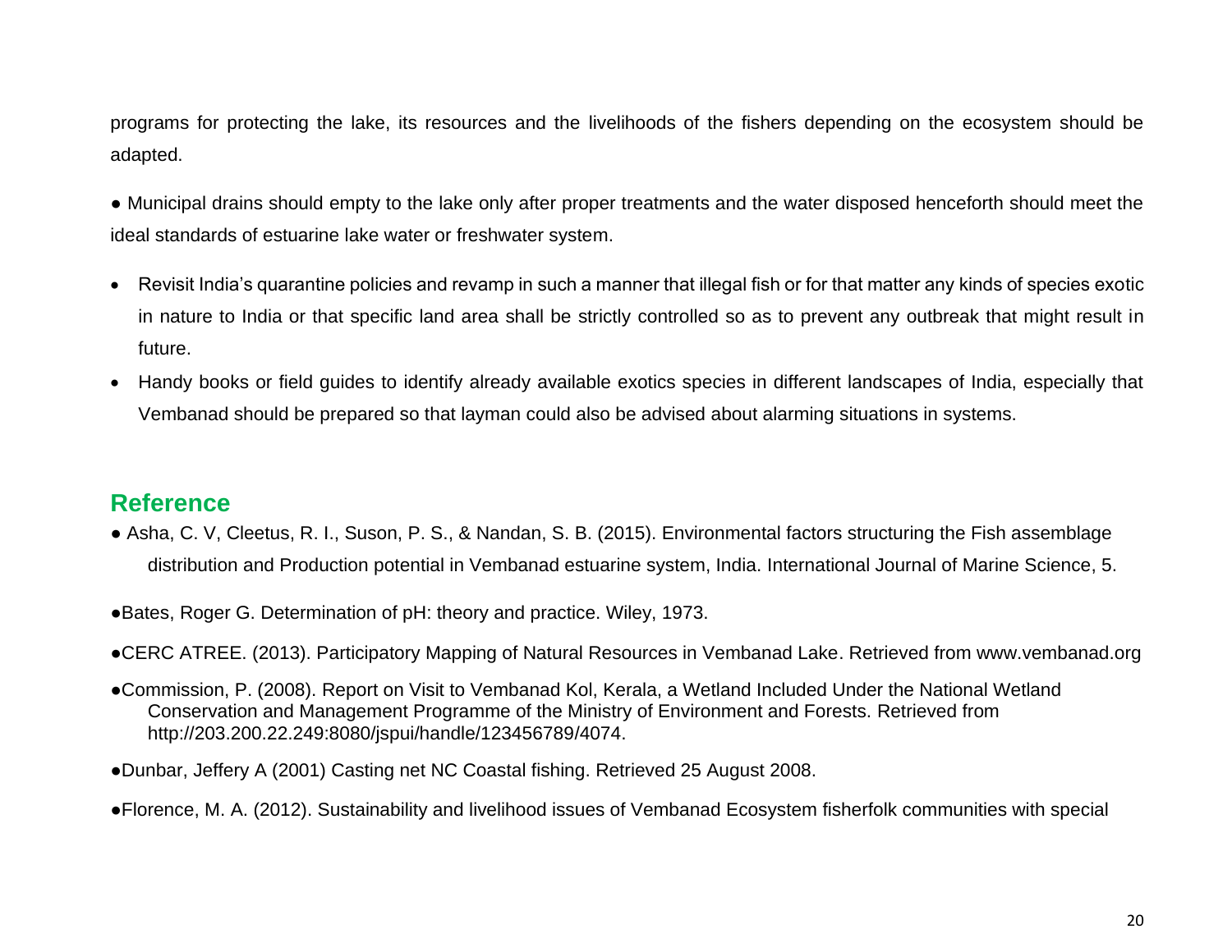programs for protecting the lake, its resources and the livelihoods of the fishers depending on the ecosystem should be adapted.

- Municipal drains should empty to the lake only after proper treatments and the water disposed henceforth should meet the ideal standards of estuarine lake water or freshwater system.

- Revisit India's quarantine policies and revamp in such a manner that illegal fish or for that matter any kinds of species exotic in nature to India or that specific land area shall be strictly controlled so as to prevent any outbreak that might result in future.
- Handy books or field guides to identify already available exotics species in different landscapes of India, especially that Vembanad should be prepared so that layman could also be advised about alarming situations in systems.

## Reference

- Asha, C. V, Cleetus, R. I., Suson, P. S., & Nandan, S. B. (2015). Environmental factors structuring the Fish assemblage distribution and Production potential in Vembanad estuarine system, India. International Journal of Marine Science, 5.

- Bates, Roger G. Determination of pH: theory and practice. Wiley, 1973.

- CERC ATREE. (2013). Participatory Mapping of Natural Resources in Vembanad Lake. Retrieved from www.vembanad.org

- Commission, P. (2008). Report on Visit to Vembanad Kol, Kerala, a Wetland Included Under the National Wetland Conservation and Management Programme of the Ministry of Environment and Forests. Retrieved from http://203.200.22.249:8080/jspui/handle/123456789/4074.

- Dunbar, Jeffery A (2001) Casting net NC Coastal fishing. Retrieved 25 August 2008.

- Florence, M. A. (2012). Sustainability and livelihood issues of Vembanad Ecosystem fisherfolk communities with special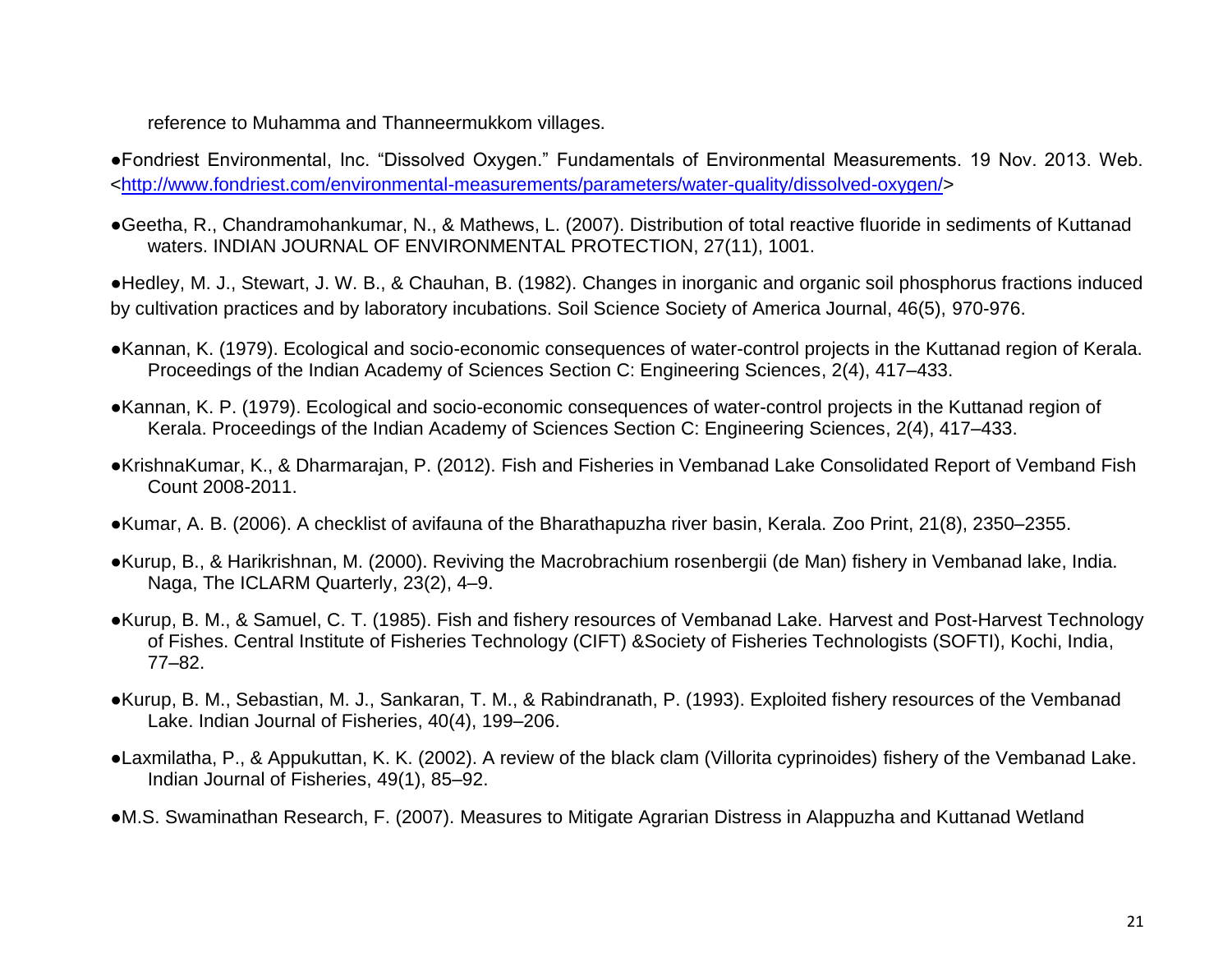reference to Muhamma and Thanneermukkom villages.

- Fondriest Environmental, Inc. "Dissolved Oxygen." Fundamentals of Environmental Measurements. 19 Nov. 2013. Web. <http://www.fondriest.com/environmental-measurements/parameters/water-quality/dissolved-oxygen/>

- Geetha, R., Chandramohankumar, N., & Mathews, L. (2007). Distribution of total reactive fluoride in sediments of Kuttanad waters. INDIAN JOURNAL OF ENVIRONMENTAL PROTECTION, 27(11), 1001.

- Hedley, M. J., Stewart, J. W. B., & Chauhan, B. (1982). Changes in inorganic and organic soil phosphorus fractions induced by cultivation practices and by laboratory incubations. Soil Science Society of America Journal, 46(5), 970-976.

- Kannan, K. (1979). Ecological and socio-economic consequences of water-control projects in the Kuttanad region of Kerala. Proceedings of the Indian Academy of Sciences Section C: Engineering Sciences, 2(4), 417–433.

- Kannan, K. P. (1979). Ecological and socio-economic consequences of water-control projects in the Kuttanad region of Kerala. Proceedings of the Indian Academy of Sciences Section C: Engineering Sciences, 2(4), 417–433.

- KrishnaKumar, K., & Dharmarajan, P. (2012). Fish and Fisheries in Vembanad Lake Consolidated Report of Vemband Fish Count 2008-2011.

- Kumar, A. B. (2006). A checklist of avifauna of the Bharathapuzha river basin, Kerala. Zoo Print, 21(8), 2350–2355.

- Kurup, B., & Harikrishnan, M. (2000). Reviving the Macrobrachium rosenbergii (de Man) fishery in Vembanad lake, India. Naga, The ICLARM Quarterly, 23(2), 4–9.

- Kurup, B. M., & Samuel, C. T. (1985). Fish and fishery resources of Vembanad Lake. Harvest and Post-Harvest Technology of Fishes. Central Institute of Fisheries Technology (CIFT) &Society of Fisheries Technologists (SOFTI), Kochi, India, 77–82.

- Kurup, B. M., Sebastian, M. J., Sankaran, T. M., & Rabindranath, P. (1993). Exploited fishery resources of the Vembanad Lake. Indian Journal of Fisheries, 40(4), 199–206.

- Laxmilatha, P., & Appukuttan, K. K. (2002). A review of the black clam (Villorita cyprinoides) fishery of the Vembanad Lake. Indian Journal of Fisheries, 49(1), 85–92.

- M.S. Swaminathan Research, F. (2007). Measures to Mitigate Agrarian Distress in Alappuzha and Kuttanad Wetland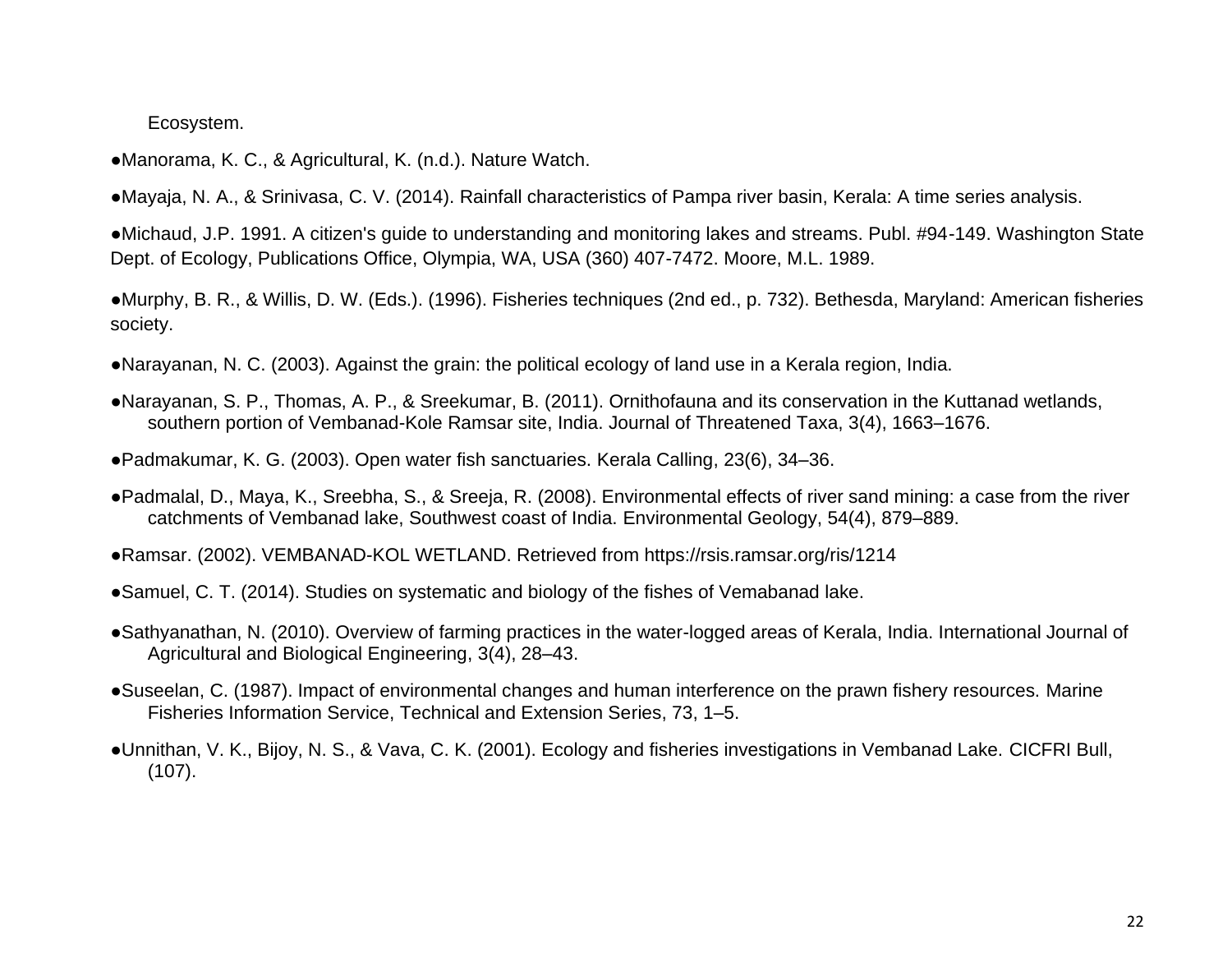Ecosystem.

- Manorama, K. C., & Agricultural, K. (n.d.). Nature Watch.
- Mayaja, N. A., & Srinivasa, C. V. (2014). Rainfall characteristics of Pampa river basin, Kerala: A time series analysis.
- Michaud, J.P. 1991. A citizen's guide to understanding and monitoring lakes and streams. Publ. #94-149. Washington State Dept. of Ecology, Publications Office, Olympia, WA, USA (360) 407-7472. Moore, M.L. 1989.
- Murphy, B. R., & Willis, D. W. (Eds.). (1996). Fisheries techniques (2nd ed., p. 732). Bethesda, Maryland: American fisheries society.
- Narayanan, N. C. (2003). Against the grain: the political ecology of land use in a Kerala region, India.
- Narayanan, S. P., Thomas, A. P., & Sreekumar, B. (2011). Ornithofauna and its conservation in the Kuttanad wetlands, southern portion of Vembanad-Kole Ramsar site, India. Journal of Threatened Taxa, 3(4), 1663–1676.
- Padmakumar, K. G. (2003). Open water fish sanctuaries. Kerala Calling, 23(6), 34–36.
- Padmalal, D., Maya, K., Sreebha, S., & Sreeja, R. (2008). Environmental effects of river sand mining: a case from the river catchments of Vembanad lake, Southwest coast of India. Environmental Geology, 54(4), 879–889.
- Ramsar. (2002). VEMBANAD-KOL WETLAND. Retrieved from https://rsis.ramsar.org/ris/1214
- Samuel, C. T. (2014). Studies on systematic and biology of the fishes of Vemabanad lake.
- Sathyanathan, N. (2010). Overview of farming practices in the water-logged areas of Kerala, India. International Journal of Agricultural and Biological Engineering, 3(4), 28–43.
- Suseelan, C. (1987). Impact of environmental changes and human interference on the prawn fishery resources. Marine Fisheries Information Service, Technical and Extension Series, 73, 1–5.
- Unnithan, V. K., Bijoy, N. S., & Vava, C. K. (2001). Ecology and fisheries investigations in Vembanad Lake. CICFRI Bull, (107).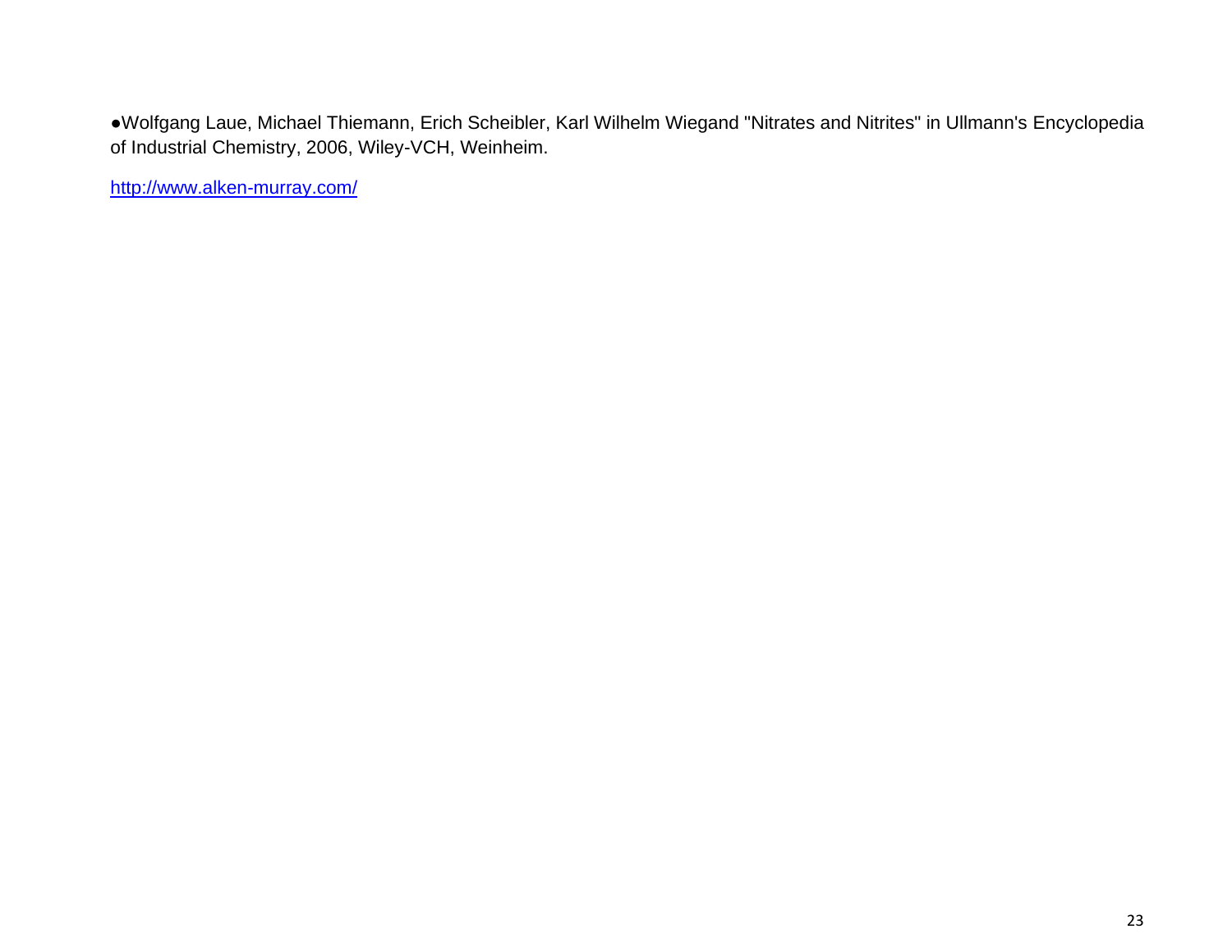●Wolfgang Laue, Michael Thiemann, Erich Scheibler, Karl Wilhelm Wiegand "Nitrates and Nitrites" in Ullmann's Encyclopedia of Industrial Chemistry, 2006, Wiley-VCH, Weinheim.

http://www.alken-murray.com/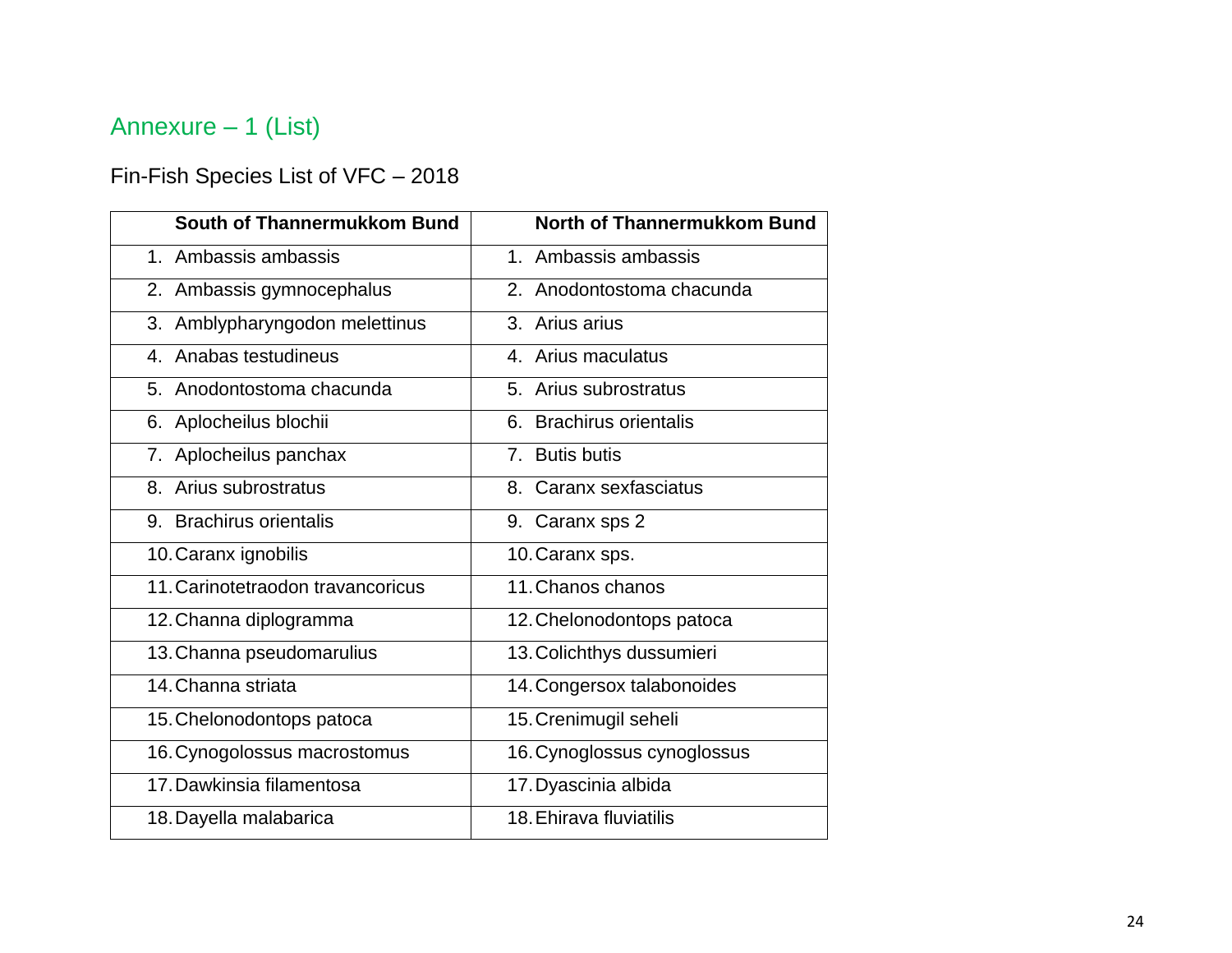## Annexure – 1 (List)

Fin-Fish Species List of VFC – 2018

| South of Thannermukkom Bund | North of Thannermukkom Bund |
|---|---|
| 1. Ambassis ambassis | 1. Ambassis ambassis |
| 2. Ambassis gymnocephalus | 2. Anodontostoma chacunda |
| 3. Amblypharyngodon melettinus | 3. Arius arius |
| 4. Anabas testudineus | 4. Arius maculatus |
| 5. Anodontostoma chacunda | 5. Arius subrostratus |
| 6. Aplocheilus blochii | 6. Brachirus orientalis |
| 7. Aplocheilus panchax | 7. Butis butis |
| 8. Arius subrostratus | 8. Caranx sexfasciatus |
| 9. Brachirus orientalis | 9. Caranx sps 2 |
| 10. Caranx ignobilis | 10. Caranx sps. |
| 11. Carinotetraodon travancoricus | 11. Chanos chanos |
| 12. Channa diplogramma | 12. Chelonodontops patoca |
| 13. Channa pseudomarulius | 13. Colichthys dussumieri |
| 14. Channa striata | 14. Congersox talabonoides |
| 15. Chelonodontops patoca | 15. Crenimugil seheli |
| 16. Cynogolossus macrostomus | 16. Cynoglossus cynoglossus |
| 17. Dawkinsia filamentosa | 17. Dyascinia albida |
| 18. Dayella malabarica | 18. Ehirava fluviatilis |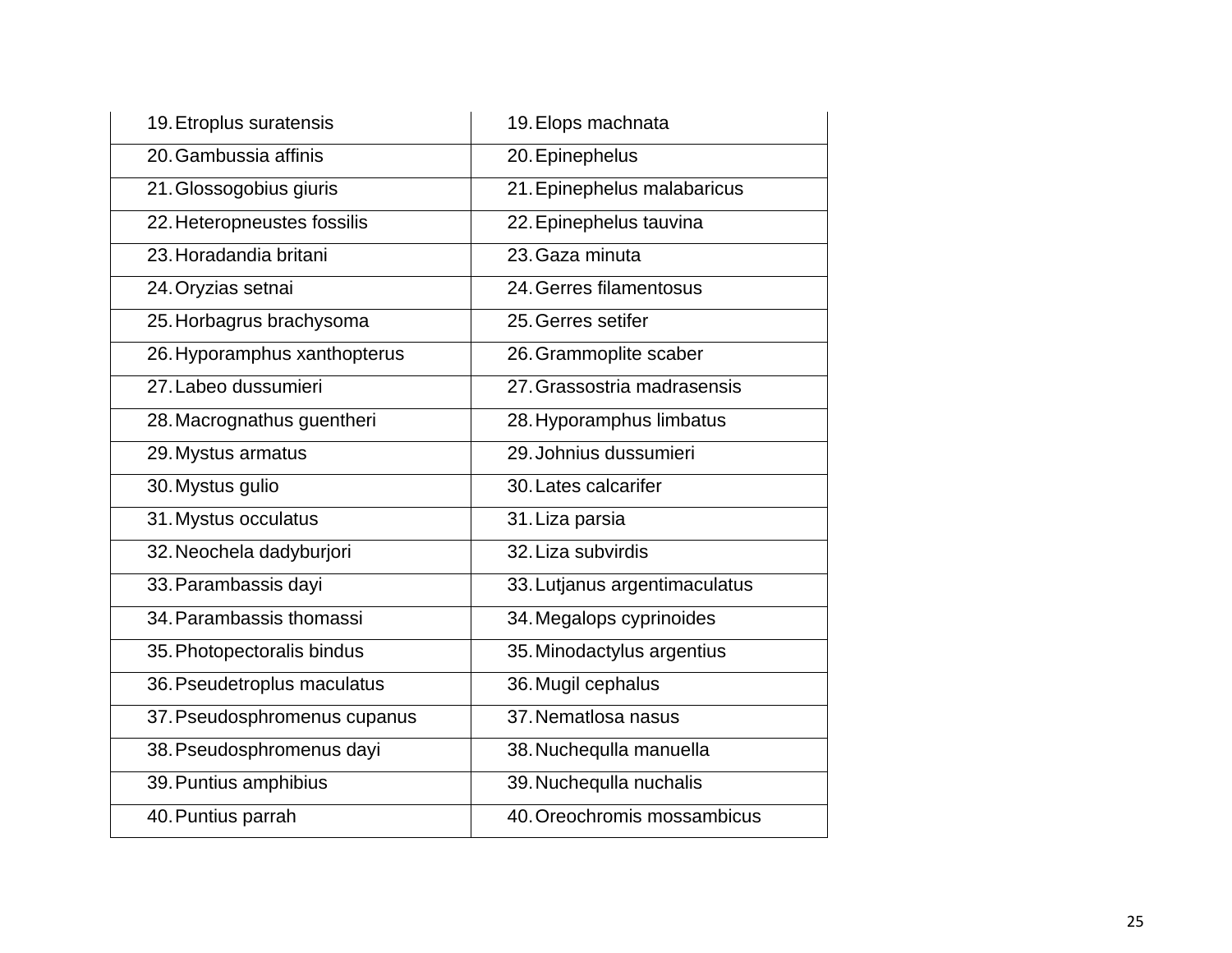| | |
|---|---|
| 19. Etroplus suratensis | 19. Elops machnata |
| 20. Gambussia affinis | 20. Epinephelus |
| 21. Glossogobius giuris | 21. Epinephelus malabaricus |
| 22. Heteropneustes fossilis | 22. Epinephelus tauvina |
| 23. Horadandia britani | 23. Gaza minuta |
| 24. Oryzias setnai | 24. Gerres filamentosus |
| 25. Horbagrus brachysoma | 25. Gerres setifer |
| 26. Hyporamphus xanthopterus | 26. Grammoplite scaber |
| 27. Labeo dussumieri | 27. Grassostria madrasensis |
| 28. Macrognathus guentheri | 28. Hyporamphus limbatus |
| 29. Mystus armatus | 29. Johnius dussumieri |
| 30. Mystus gulio | 30. Lates calcarifer |
| 31. Mystus occulatus | 31. Liza parsia |
| 32. Neochela dadyburjori | 32. Liza subvirdis |
| 33. Parambassis dayi | 33. Lutjanus argentimaculatus |
| 34. Parambassis thomassi | 34. Megalops cyprinoides |
| 35. Photopectoralis bindus | 35. Minodactylus argentius |
| 36. Pseudetroplus maculatus | 36. Mugil cephalus |
| 37. Pseudosphromenus cupanus | 37. Nematlosa nasus |
| 38. Pseudosphromenus dayi | 38. Nuchequlla manuella |
| 39. Puntius amphibius | 39. Nuchequlla nuchalis |
| 40. Puntius parrah | 40. Oreochromis mossambicus |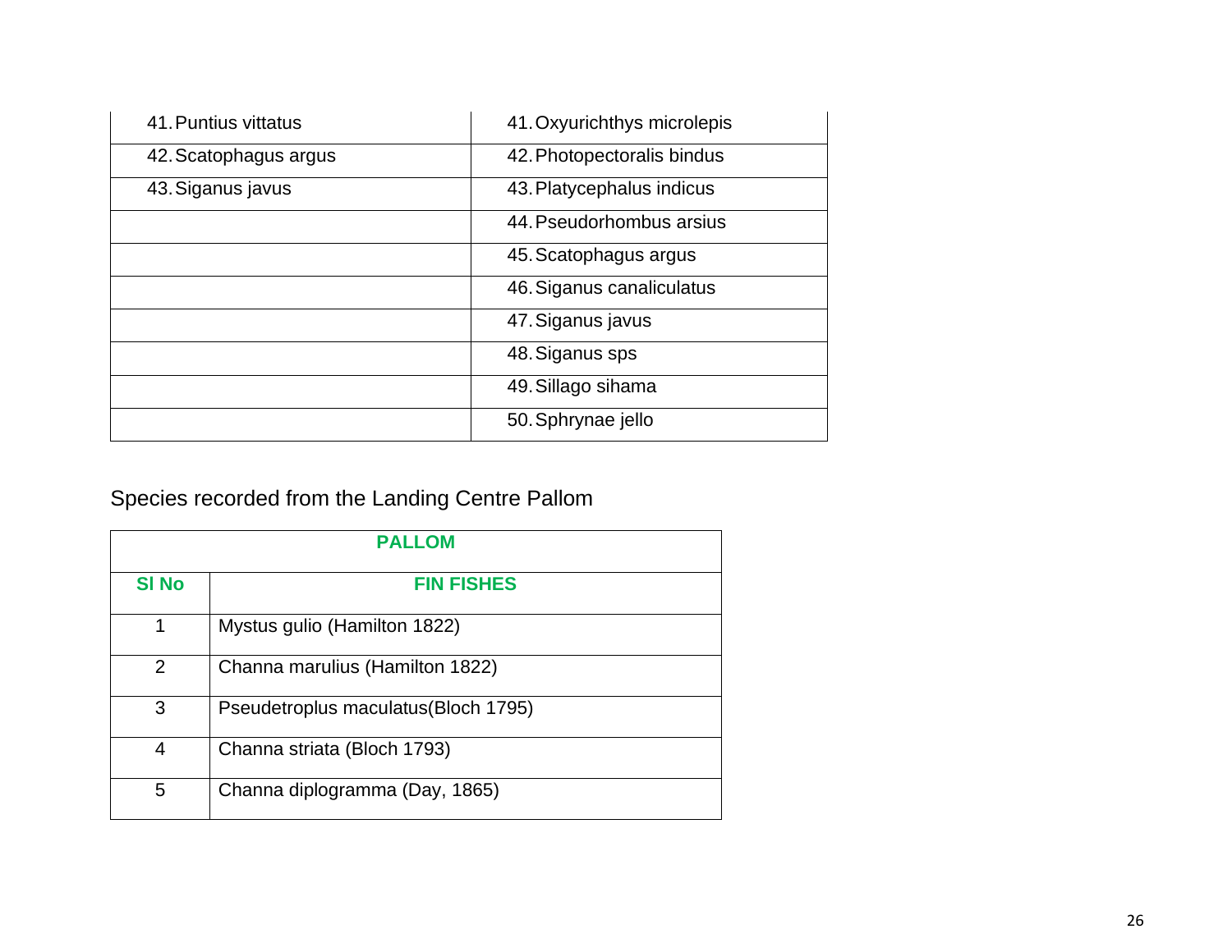| | |
|---|---|
| 41. Puntius vittatus | 41. Oxyurichthys microlepis |
| 42. Scatophagus argus | 42. Photopectoralis bindus |
| 43. Siganus javus | 43. Platycephalus indicus |
| | 44. Pseudorhombus arsius |
| | 45. Scatophagus argus |
| | 46. Siganus canaliculatus |
| | 47. Siganus javus |
| | 48. Siganus sps |
| | 49. Sillago sihama |
| | 50. Sphrynae jello |

Species recorded from the Landing Centre Pallom

| **PALLOM** | |
|---|---|
| **Sl No** | **FIN FISHES** |
| 1 | Mystus gulio (Hamilton 1822) |
| 2 | Channa marulius (Hamilton 1822) |
| 3 | Pseudetroplus maculatus(Bloch 1795) |
| 4 | Channa striata (Bloch 1793) |
| 5 | Channa diplogramma (Day, 1865) |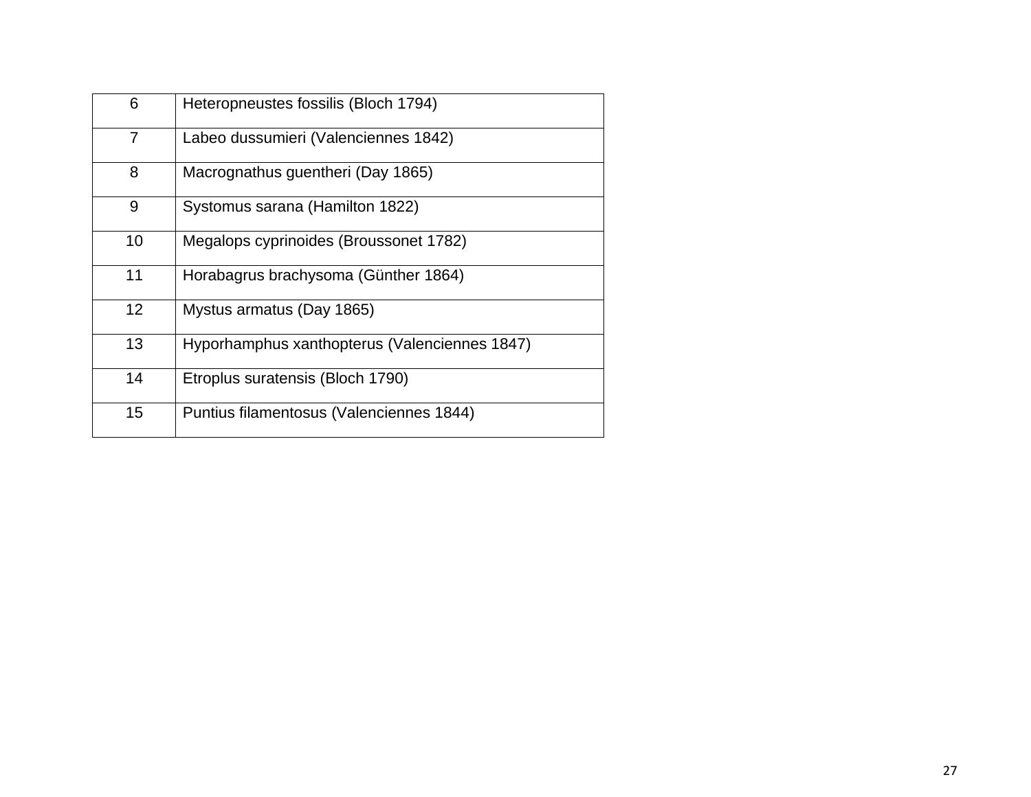| | |
|---|---|
| 6 | Heteropneustes fossilis (Bloch 1794) |
| 7 | Labeo dussumieri (Valenciennes 1842) |
| 8 | Macrognathus guentheri (Day 1865) |
| 9 | Systomus sarana (Hamilton 1822) |
| 10 | Megalops cyprinoides (Broussonet 1782) |
| 11 | Horabagrus brachysoma (Günther 1864) |
| 12 | Mystus armatus (Day 1865) |
| 13 | Hyporhamphus xanthopterus (Valenciennes 1847) |
| 14 | Etroplus suratensis (Bloch 1790) |
| 15 | Puntius filamentosus (Valenciennes 1844) |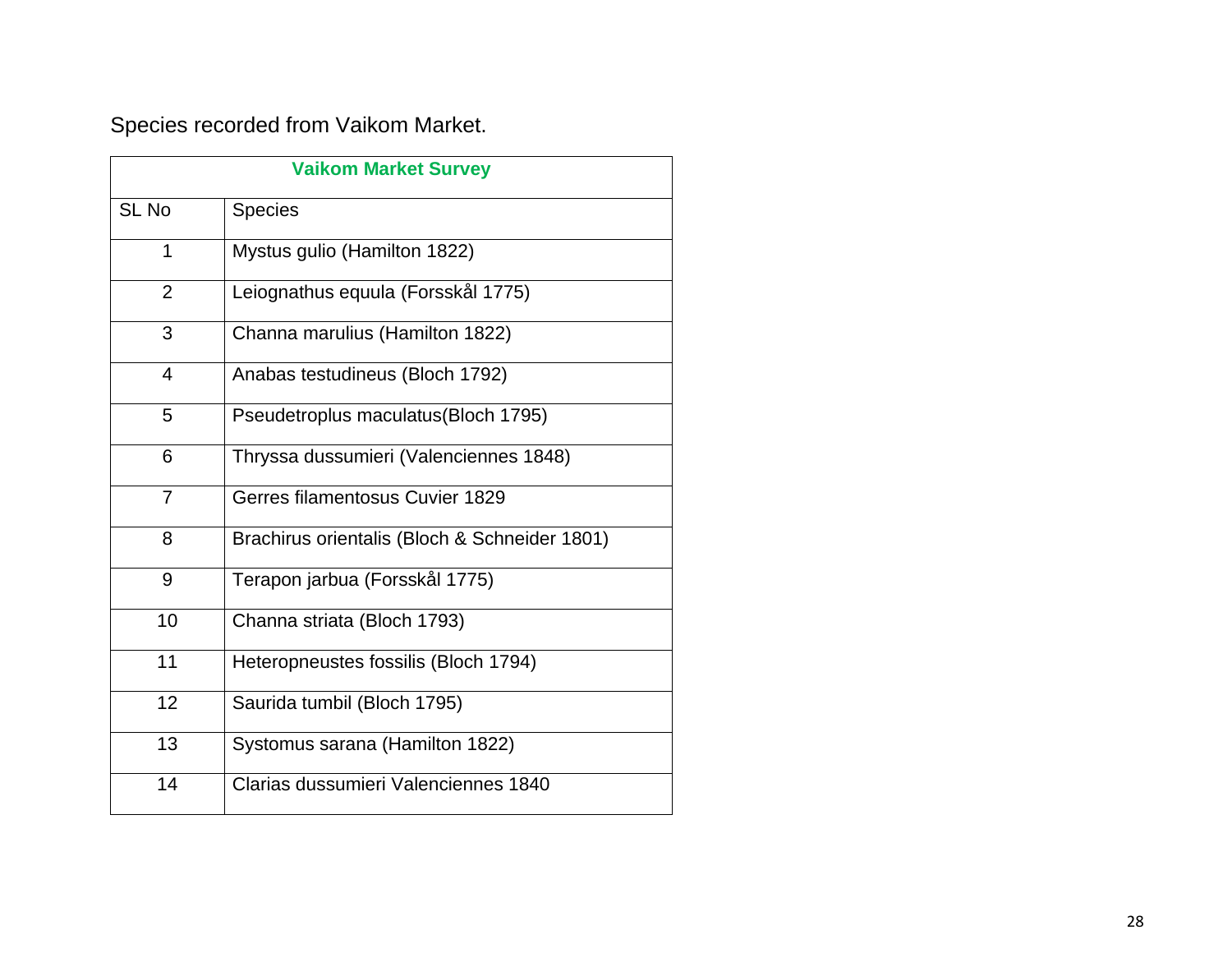Species recorded from Vaikom Market.

| **Vaikom Market Survey** | |
|---|---|
| SL No | Species |
| 1 | Mystus gulio (Hamilton 1822) |
| 2 | Leiognathus equula (Forsskål 1775) |
| 3 | Channa marulius (Hamilton 1822) |
| 4 | Anabas testudineus (Bloch 1792) |
| 5 | Pseudetroplus maculatus(Bloch 1795) |
| 6 | Thryssa dussumieri (Valenciennes 1848) |
| 7 | Gerres filamentosus Cuvier 1829 |
| 8 | Brachirus orientalis (Bloch & Schneider 1801) |
| 9 | Terapon jarbua (Forsskål 1775) |
| 10 | Channa striata (Bloch 1793) |
| 11 | Heteropneustes fossilis (Bloch 1794) |
| 12 | Saurida tumbil (Bloch 1795) |
| 13 | Systomus sarana (Hamilton 1822) |
| 14 | Clarias dussumieri Valenciennes 1840 |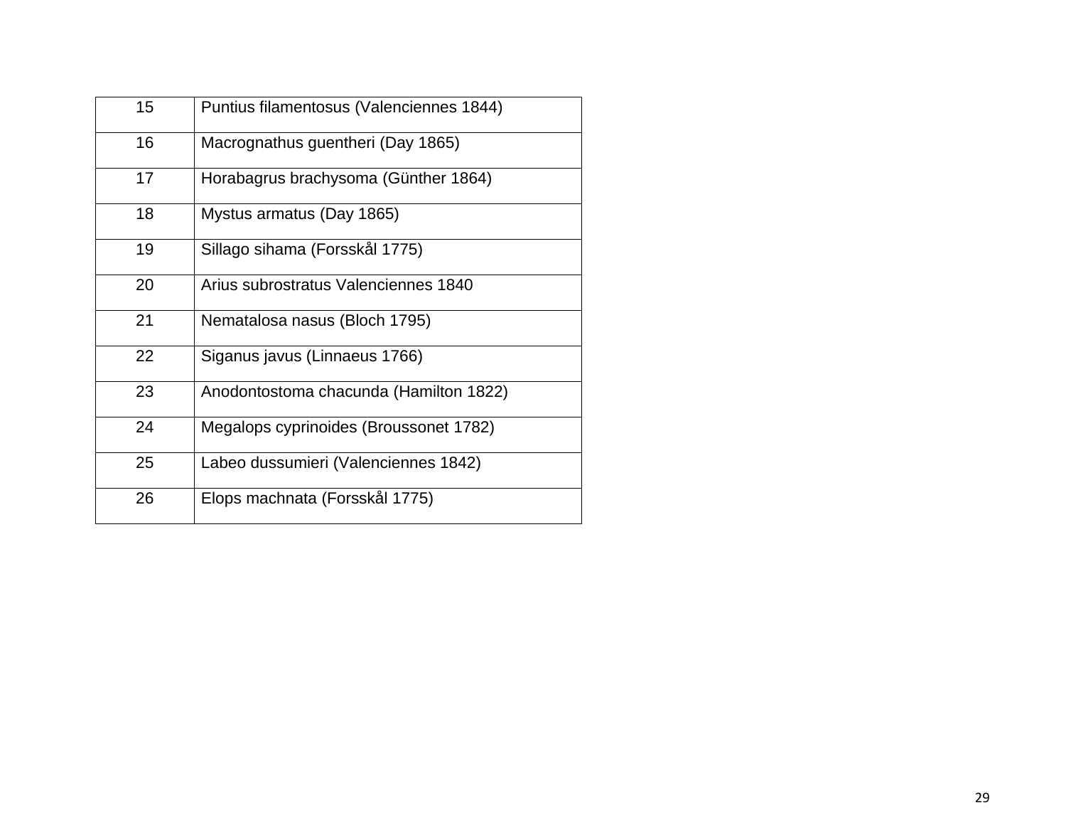| | |
|---|---|
| 15 | Puntius filamentosus (Valenciennes 1844) |
| 16 | Macrognathus guentheri (Day 1865) |
| 17 | Horabagrus brachysoma (Günther 1864) |
| 18 | Mystus armatus (Day 1865) |
| 19 | Sillago sihama (Forsskål 1775) |
| 20 | Arius subrostratus Valenciennes 1840 |
| 21 | Nematalosa nasus (Bloch 1795) |
| 22 | Siganus javus (Linnaeus 1766) |
| 23 | Anodontostoma chacunda (Hamilton 1822) |
| 24 | Megalops cyprinoides (Broussonet 1782) |
| 25 | Labeo dussumieri (Valenciennes 1842) |
| 26 | Elops machnata (Forsskål 1775) |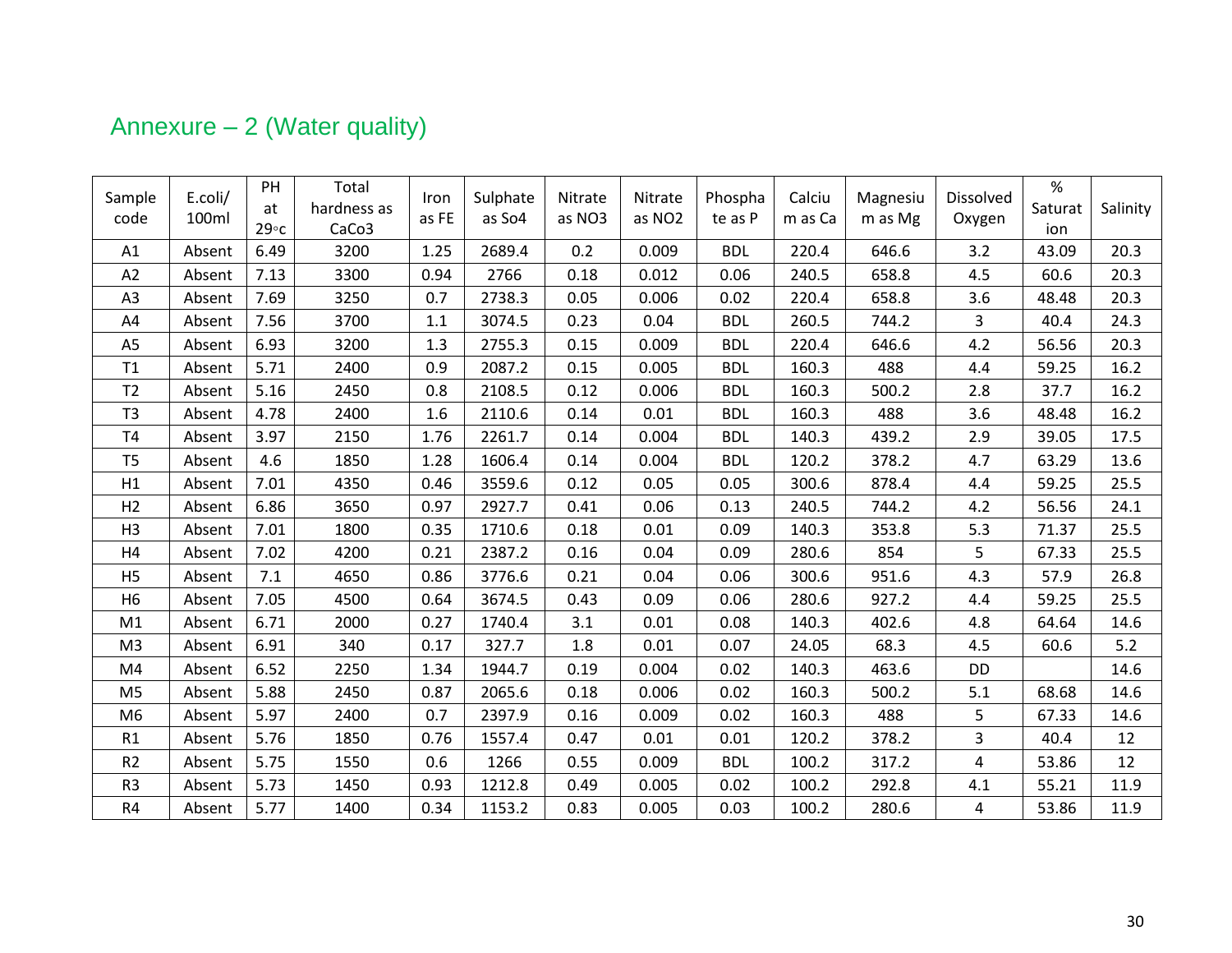## Annexure – 2 (Water quality)

| Sample code | E.coli/ 100ml | PH at 29◦c | Total hardness as CaCo3 | Iron as FE | Sulphate as So4 | Nitrate as NO3 | Nitrate as NO2 | Phosphate as P | Calcium as Ca | Magnesium as Mg | Dissolved Oxygen | % Saturation | Salinity |
|---|---|---|---|---|---|---|---|---|---|---|---|---|---|
| A1 | Absent | 6.49 | 3200 | 1.25 | 2689.4 | 0.2 | 0.009 | BDL | 220.4 | 646.6 | 3.2 | 43.09 | 20.3 |
| A2 | Absent | 7.13 | 3300 | 0.94 | 2766 | 0.18 | 0.012 | 0.06 | 240.5 | 658.8 | 4.5 | 60.6 | 20.3 |
| A3 | Absent | 7.69 | 3250 | 0.7 | 2738.3 | 0.05 | 0.006 | 0.02 | 220.4 | 658.8 | 3.6 | 48.48 | 20.3 |
| A4 | Absent | 7.56 | 3700 | 1.1 | 3074.5 | 0.23 | 0.04 | BDL | 260.5 | 744.2 | 3 | 40.4 | 24.3 |
| A5 | Absent | 6.93 | 3200 | 1.3 | 2755.3 | 0.15 | 0.009 | BDL | 220.4 | 646.6 | 4.2 | 56.56 | 20.3 |
| T1 | Absent | 5.71 | 2400 | 0.9 | 2087.2 | 0.15 | 0.005 | BDL | 160.3 | 488 | 4.4 | 59.25 | 16.2 |
| T2 | Absent | 5.16 | 2450 | 0.8 | 2108.5 | 0.12 | 0.006 | BDL | 160.3 | 500.2 | 2.8 | 37.7 | 16.2 |
| T3 | Absent | 4.78 | 2400 | 1.6 | 2110.6 | 0.14 | 0.01 | BDL | 160.3 | 488 | 3.6 | 48.48 | 16.2 |
| T4 | Absent | 3.97 | 2150 | 1.76 | 2261.7 | 0.14 | 0.004 | BDL | 140.3 | 439.2 | 2.9 | 39.05 | 17.5 |
| T5 | Absent | 4.6 | 1850 | 1.28 | 1606.4 | 0.14 | 0.004 | BDL | 120.2 | 378.2 | 4.7 | 63.29 | 13.6 |
| H1 | Absent | 7.01 | 4350 | 0.46 | 3559.6 | 0.12 | 0.05 | 0.05 | 300.6 | 878.4 | 4.4 | 59.25 | 25.5 |
| H2 | Absent | 6.86 | 3650 | 0.97 | 2927.7 | 0.41 | 0.06 | 0.13 | 240.5 | 744.2 | 4.2 | 56.56 | 24.1 |
| H3 | Absent | 7.01 | 1800 | 0.35 | 1710.6 | 0.18 | 0.01 | 0.09 | 140.3 | 353.8 | 5.3 | 71.37 | 25.5 |
| H4 | Absent | 7.02 | 4200 | 0.21 | 2387.2 | 0.16 | 0.04 | 0.09 | 280.6 | 854 | 5 | 67.33 | 25.5 |
| H5 | Absent | 7.1 | 4650 | 0.86 | 3776.6 | 0.21 | 0.04 | 0.06 | 300.6 | 951.6 | 4.3 | 57.9 | 26.8 |
| H6 | Absent | 7.05 | 4500 | 0.64 | 3674.5 | 0.43 | 0.09 | 0.06 | 280.6 | 927.2 | 4.4 | 59.25 | 25.5 |
| M1 | Absent | 6.71 | 2000 | 0.27 | 1740.4 | 3.1 | 0.01 | 0.08 | 140.3 | 402.6 | 4.8 | 64.64 | 14.6 |
| M3 | Absent | 6.91 | 340 | 0.17 | 327.7 | 1.8 | 0.01 | 0.07 | 24.05 | 68.3 | 4.5 | 60.6 | 5.2 |
| M4 | Absent | 6.52 | 2250 | 1.34 | 1944.7 | 0.19 | 0.004 | 0.02 | 140.3 | 463.6 | DD | | 14.6 |
| M5 | Absent | 5.88 | 2450 | 0.87 | 2065.6 | 0.18 | 0.006 | 0.02 | 160.3 | 500.2 | 5.1 | 68.68 | 14.6 |
| M6 | Absent | 5.97 | 2400 | 0.7 | 2397.9 | 0.16 | 0.009 | 0.02 | 160.3 | 488 | 5 | 67.33 | 14.6 |
| R1 | Absent | 5.76 | 1850 | 0.76 | 1557.4 | 0.47 | 0.01 | 0.01 | 120.2 | 378.2 | 3 | 40.4 | 12 |
| R2 | Absent | 5.75 | 1550 | 0.6 | 1266 | 0.55 | 0.009 | BDL | 100.2 | 317.2 | 4 | 53.86 | 12 |
| R3 | Absent | 5.73 | 1450 | 0.93 | 1212.8 | 0.49 | 0.005 | 0.02 | 100.2 | 292.8 | 4.1 | 55.21 | 11.9 |
| R4 | Absent | 5.77 | 1400 | 0.34 | 1153.2 | 0.83 | 0.005 | 0.03 | 100.2 | 280.6 | 4 | 53.86 | 11.9 |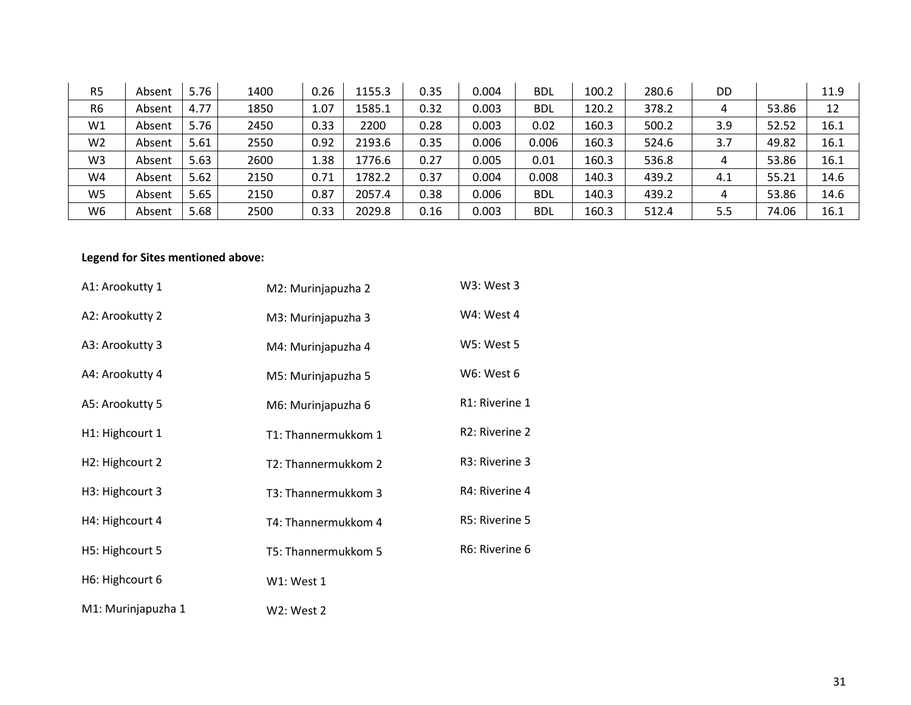| | | | | | | | | | | | | | |
|---|---|---|---|---|---|---|---|---|---|---|---|---|---|
| R5 | Absent | 5.76 | 1400 | 0.26 | 1155.3 | 0.35 | 0.004 | BDL | 100.2 | 280.6 | DD | | 11.9 |
| R6 | Absent | 4.77 | 1850 | 1.07 | 1585.1 | 0.32 | 0.003 | BDL | 120.2 | 378.2 | 4 | 53.86 | 12 |
| W1 | Absent | 5.76 | 2450 | 0.33 | 2200 | 0.28 | 0.003 | 0.02 | 160.3 | 500.2 | 3.9 | 52.52 | 16.1 |
| W2 | Absent | 5.61 | 2550 | 0.92 | 2193.6 | 0.35 | 0.006 | 0.006 | 160.3 | 524.6 | 3.7 | 49.82 | 16.1 |
| W3 | Absent | 5.63 | 2600 | 1.38 | 1776.6 | 0.27 | 0.005 | 0.01 | 160.3 | 536.8 | 4 | 53.86 | 16.1 |
| W4 | Absent | 5.62 | 2150 | 0.71 | 1782.2 | 0.37 | 0.004 | 0.008 | 140.3 | 439.2 | 4.1 | 55.21 | 14.6 |
| W5 | Absent | 5.65 | 2150 | 0.87 | 2057.4 | 0.38 | 0.006 | BDL | 140.3 | 439.2 | 4 | 53.86 | 14.6 |
| W6 | Absent | 5.68 | 2500 | 0.33 | 2029.8 | 0.16 | 0.003 | BDL | 160.3 | 512.4 | 5.5 | 74.06 | 16.1 |

**Legend for Sites mentioned above:**

A1: Arookutty 1

A2: Arookutty 2

A3: Arookutty 3

A4: Arookutty 4

A5: Arookutty 5

H1: Highcourt 1

H2: Highcourt 2

H3: Highcourt 3

H4: Highcourt 4

H5: Highcourt 5

H6: Highcourt 6

M1: Murinjapuzha 1

M2: Murinjapuzha 2

M3: Murinjapuzha 3

M4: Murinjapuzha 4

M5: Murinjapuzha 5

M6: Murinjapuzha 6

T1: Thannermukkom 1

T2: Thannermukkom 2

T3: Thannermukkom 3

T4: Thannermukkom 4

T5: Thannermukkom 5

W1: West 1

W2: West 2

W3: West 3

W4: West 4

W5: West 5

W6: West 6

R1: Riverine 1

R2: Riverine 2

R3: Riverine 3

R4: Riverine 4

R5: Riverine 5

R6: Riverine 6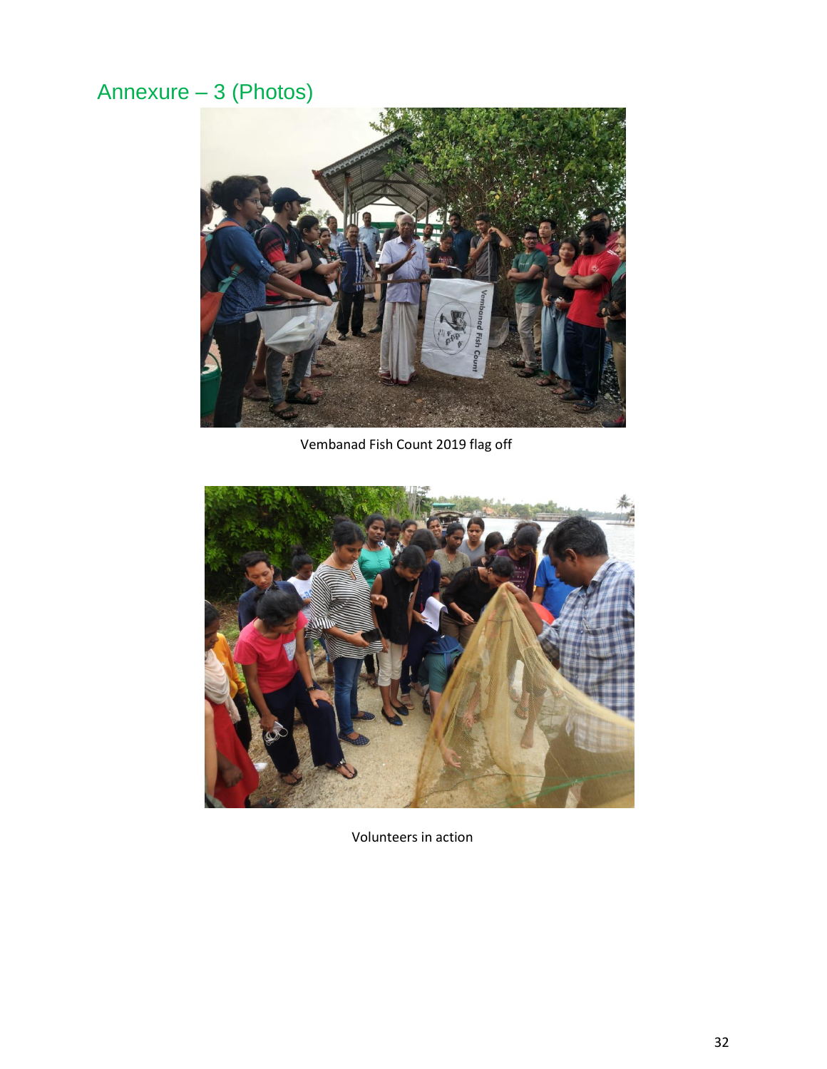# Annexure – 3 (Photos)

Vembanad Fish Count 2019 flag off

Volunteers in action